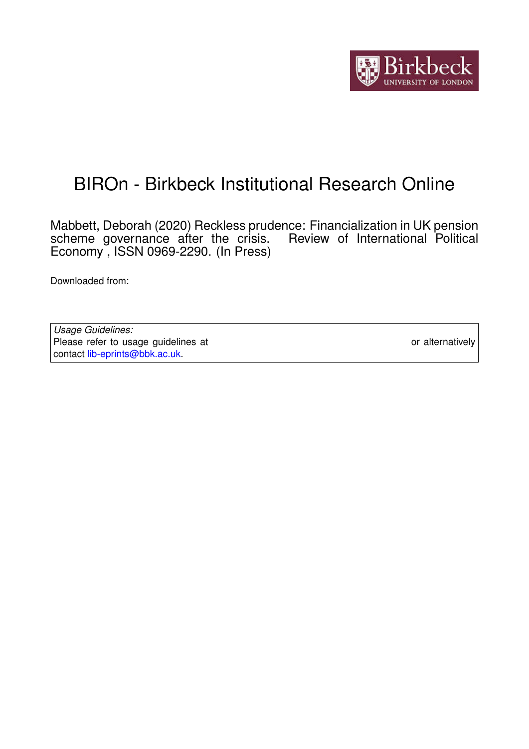# BIROn - Birkbeck Institutional Research Online

Mabbett, Deborah (2020) Reckless prudence: Financialization in UK pension scheme governance after the crisis. Review of International Political Economy , ISSN 0969-2290. (In Press)

Downloaded from:

*Usage Guidelines:*
Please refer to usage guidelines at or alternatively contact lib-eprints@bbk.ac.uk.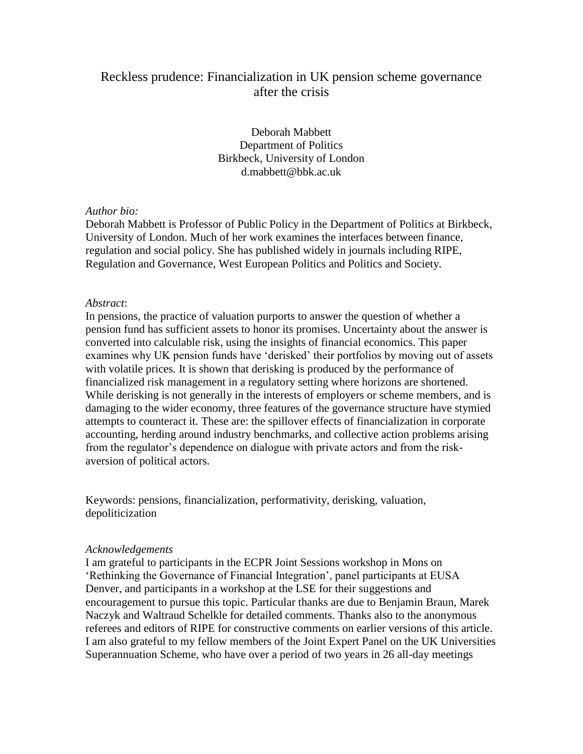# Reckless prudence: Financialization in UK pension scheme governance after the crisis

Deborah Mabbett
Department of Politics
Birkbeck, University of London
d.mabbett@bbk.ac.uk

*Author bio:*
Deborah Mabbett is Professor of Public Policy in the Department of Politics at Birkbeck, University of London. Much of her work examines the interfaces between finance, regulation and social policy. She has published widely in journals including RIPE, Regulation and Governance, West European Politics and Politics and Society.

*Abstract*:
In pensions, the practice of valuation purports to answer the question of whether a pension fund has sufficient assets to honor its promises. Uncertainty about the answer is converted into calculable risk, using the insights of financial economics. This paper examines why UK pension funds have 'derisked' their portfolios by moving out of assets with volatile prices. It is shown that derisking is produced by the performance of financialized risk management in a regulatory setting where horizons are shortened. While derisking is not generally in the interests of employers or scheme members, and is damaging to the wider economy, three features of the governance structure have stymied attempts to counteract it. These are: the spillover effects of financialization in corporate accounting, herding around industry benchmarks, and collective action problems arising from the regulator's dependence on dialogue with private actors and from the risk-aversion of political actors.

Keywords: pensions, financialization, performativity, derisking, valuation, depoliticization

*Acknowledgements*
I am grateful to participants in the ECPR Joint Sessions workshop in Mons on 'Rethinking the Governance of Financial Integration', panel participants at EUSA Denver, and participants in a workshop at the LSE for their suggestions and encouragement to pursue this topic. Particular thanks are due to Benjamin Braun, Marek Naczyk and Waltraud Schelkle for detailed comments. Thanks also to the anonymous referees and editors of RIPE for constructive comments on earlier versions of this article. I am also grateful to my fellow members of the Joint Expert Panel on the UK Universities Superannuation Scheme, who have over a period of two years in 26 all-day meetings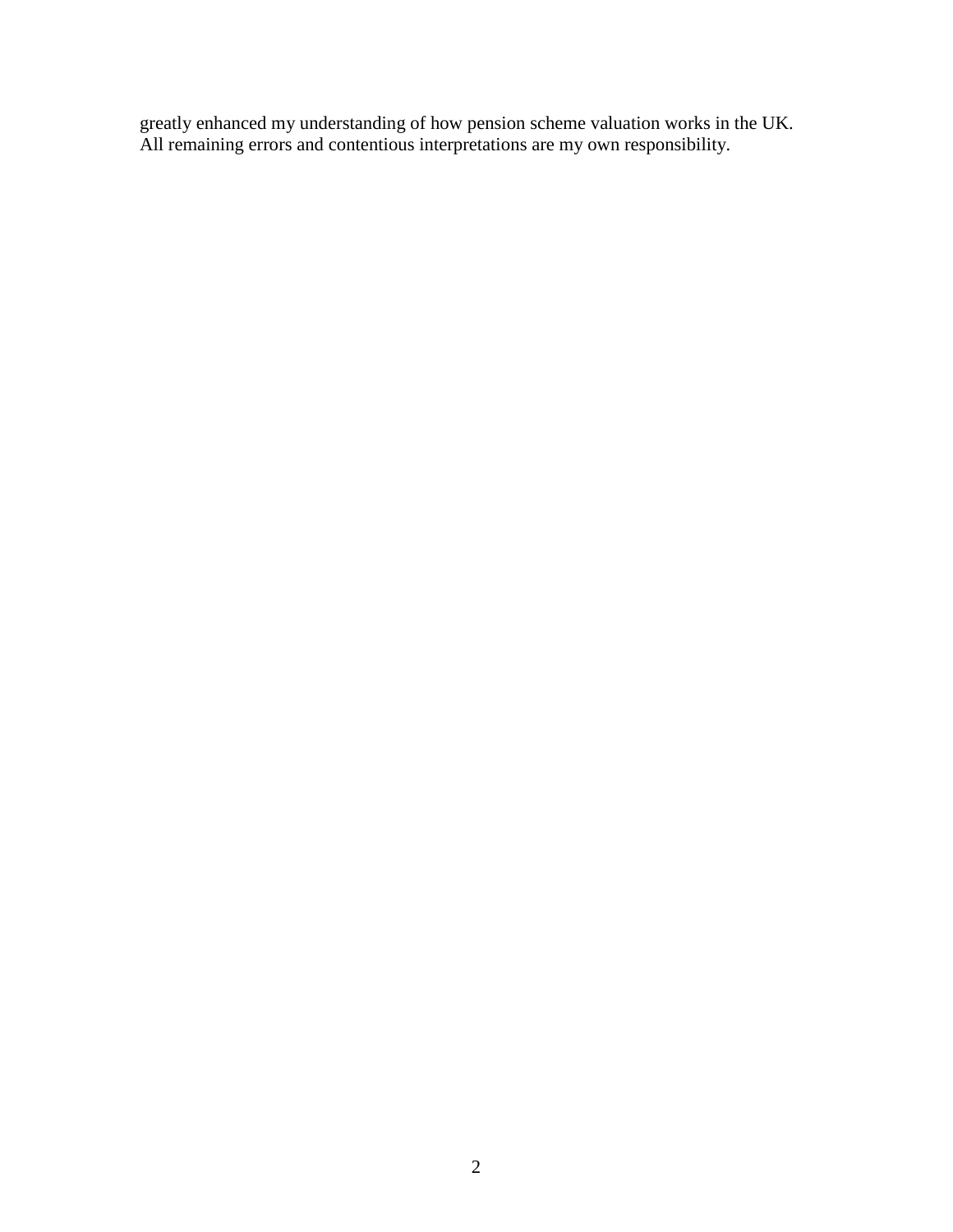greatly enhanced my understanding of how pension scheme valuation works in the UK. All remaining errors and contentious interpretations are my own responsibility.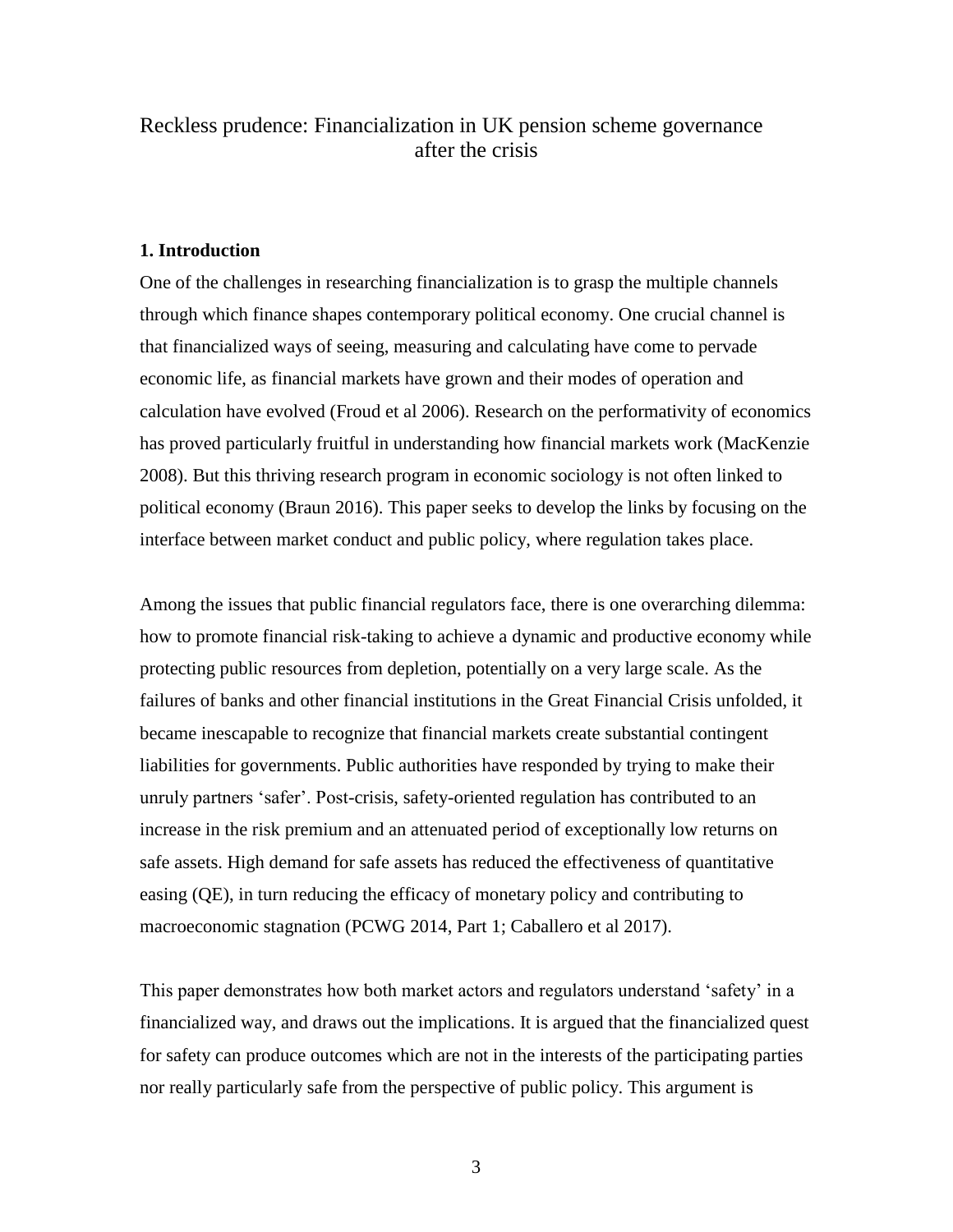# Reckless prudence: Financialization in UK pension scheme governance after the crisis

## 1. Introduction

One of the challenges in researching financialization is to grasp the multiple channels through which finance shapes contemporary political economy. One crucial channel is that financialized ways of seeing, measuring and calculating have come to pervade economic life, as financial markets have grown and their modes of operation and calculation have evolved (Froud et al 2006). Research on the performativity of economics has proved particularly fruitful in understanding how financial markets work (MacKenzie 2008). But this thriving research program in economic sociology is not often linked to political economy (Braun 2016). This paper seeks to develop the links by focusing on the interface between market conduct and public policy, where regulation takes place.

Among the issues that public financial regulators face, there is one overarching dilemma: how to promote financial risk-taking to achieve a dynamic and productive economy while protecting public resources from depletion, potentially on a very large scale. As the failures of banks and other financial institutions in the Great Financial Crisis unfolded, it became inescapable to recognize that financial markets create substantial contingent liabilities for governments. Public authorities have responded by trying to make their unruly partners 'safer'. Post-crisis, safety-oriented regulation has contributed to an increase in the risk premium and an attenuated period of exceptionally low returns on safe assets. High demand for safe assets has reduced the effectiveness of quantitative easing (QE), in turn reducing the efficacy of monetary policy and contributing to macroeconomic stagnation (PCWG 2014, Part 1; Caballero et al 2017).

This paper demonstrates how both market actors and regulators understand 'safety' in a financialized way, and draws out the implications. It is argued that the financialized quest for safety can produce outcomes which are not in the interests of the participating parties nor really particularly safe from the perspective of public policy. This argument is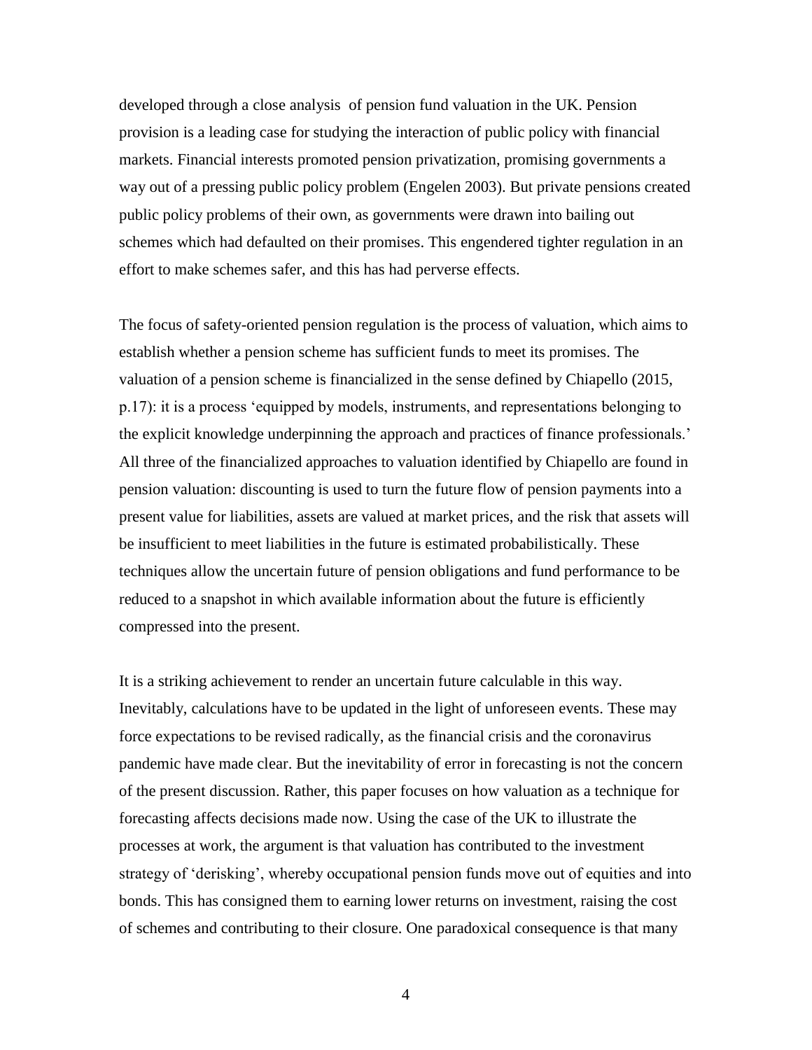developed through a close analysis of pension fund valuation in the UK. Pension provision is a leading case for studying the interaction of public policy with financial markets. Financial interests promoted pension privatization, promising governments a way out of a pressing public policy problem (Engelen 2003). But private pensions created public policy problems of their own, as governments were drawn into bailing out schemes which had defaulted on their promises. This engendered tighter regulation in an effort to make schemes safer, and this has had perverse effects.

The focus of safety-oriented pension regulation is the process of valuation, which aims to establish whether a pension scheme has sufficient funds to meet its promises. The valuation of a pension scheme is financialized in the sense defined by Chiapello (2015, p.17): it is a process 'equipped by models, instruments, and representations belonging to the explicit knowledge underpinning the approach and practices of finance professionals.' All three of the financialized approaches to valuation identified by Chiapello are found in pension valuation: discounting is used to turn the future flow of pension payments into a present value for liabilities, assets are valued at market prices, and the risk that assets will be insufficient to meet liabilities in the future is estimated probabilistically. These techniques allow the uncertain future of pension obligations and fund performance to be reduced to a snapshot in which available information about the future is efficiently compressed into the present.

It is a striking achievement to render an uncertain future calculable in this way. Inevitably, calculations have to be updated in the light of unforeseen events. These may force expectations to be revised radically, as the financial crisis and the coronavirus pandemic have made clear. But the inevitability of error in forecasting is not the concern of the present discussion. Rather, this paper focuses on how valuation as a technique for forecasting affects decisions made now. Using the case of the UK to illustrate the processes at work, the argument is that valuation has contributed to the investment strategy of 'derisking', whereby occupational pension funds move out of equities and into bonds. This has consigned them to earning lower returns on investment, raising the cost of schemes and contributing to their closure. One paradoxical consequence is that many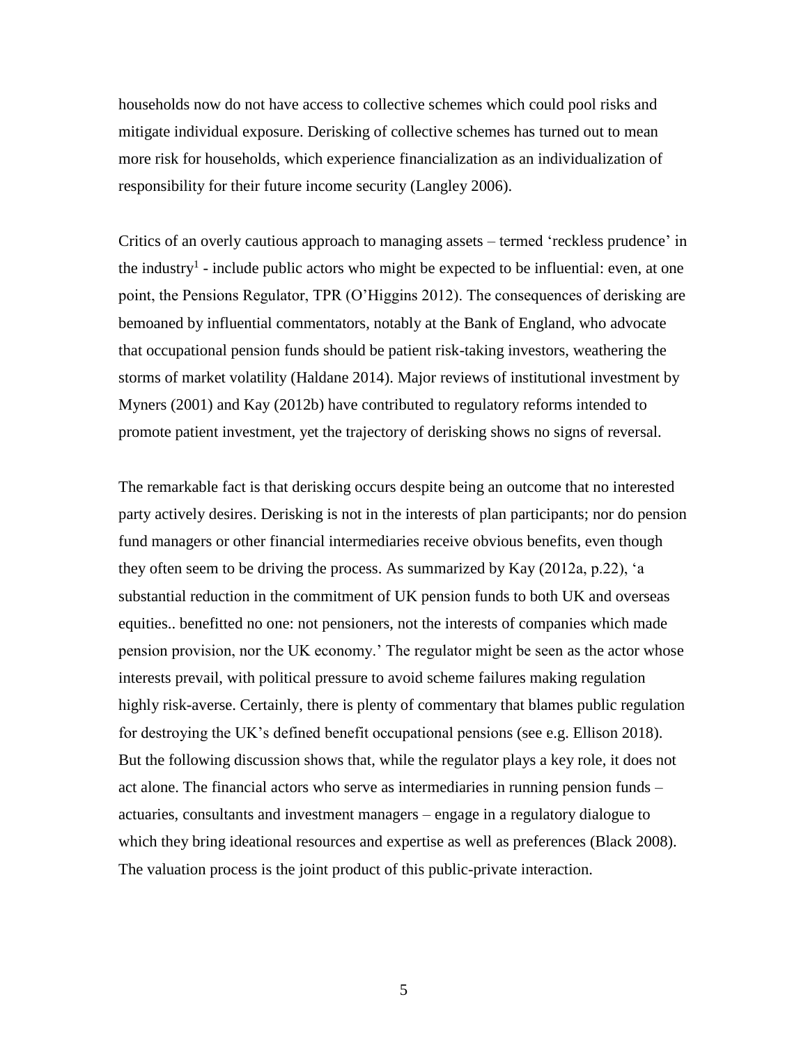households now do not have access to collective schemes which could pool risks and mitigate individual exposure. Derisking of collective schemes has turned out to mean more risk for households, which experience financialization as an individualization of responsibility for their future income security (Langley 2006).

Critics of an overly cautious approach to managing assets – termed 'reckless prudence' in the industry[1] - include public actors who might be expected to be influential: even, at one point, the Pensions Regulator, TPR (O'Higgins 2012). The consequences of derisking are bemoaned by influential commentators, notably at the Bank of England, who advocate that occupational pension funds should be patient risk-taking investors, weathering the storms of market volatility (Haldane 2014). Major reviews of institutional investment by Myners (2001) and Kay (2012b) have contributed to regulatory reforms intended to promote patient investment, yet the trajectory of derisking shows no signs of reversal.

The remarkable fact is that derisking occurs despite being an outcome that no interested party actively desires. Derisking is not in the interests of plan participants; nor do pension fund managers or other financial intermediaries receive obvious benefits, even though they often seem to be driving the process. As summarized by Kay (2012a, p.22), 'a substantial reduction in the commitment of UK pension funds to both UK and overseas equities.. benefitted no one: not pensioners, not the interests of companies which made pension provision, nor the UK economy.' The regulator might be seen as the actor whose interests prevail, with political pressure to avoid scheme failures making regulation highly risk-averse. Certainly, there is plenty of commentary that blames public regulation for destroying the UK's defined benefit occupational pensions (see e.g. Ellison 2018). But the following discussion shows that, while the regulator plays a key role, it does not act alone. The financial actors who serve as intermediaries in running pension funds – actuaries, consultants and investment managers – engage in a regulatory dialogue to which they bring ideational resources and expertise as well as preferences (Black 2008). The valuation process is the joint product of this public-private interaction.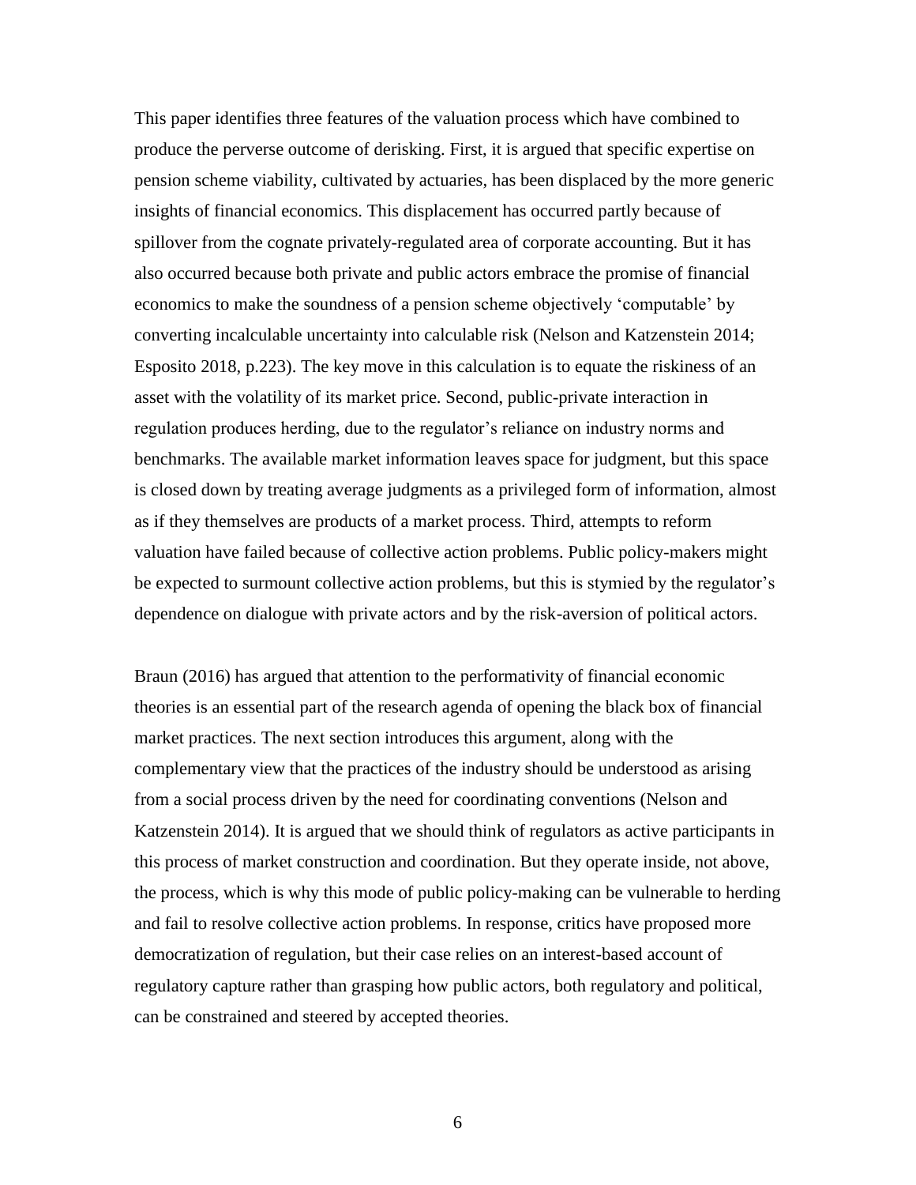This paper identifies three features of the valuation process which have combined to produce the perverse outcome of derisking. First, it is argued that specific expertise on pension scheme viability, cultivated by actuaries, has been displaced by the more generic insights of financial economics. This displacement has occurred partly because of spillover from the cognate privately-regulated area of corporate accounting. But it has also occurred because both private and public actors embrace the promise of financial economics to make the soundness of a pension scheme objectively 'computable' by converting incalculable uncertainty into calculable risk (Nelson and Katzenstein 2014; Esposito 2018, p.223). The key move in this calculation is to equate the riskiness of an asset with the volatility of its market price. Second, public-private interaction in regulation produces herding, due to the regulator's reliance on industry norms and benchmarks. The available market information leaves space for judgment, but this space is closed down by treating average judgments as a privileged form of information, almost as if they themselves are products of a market process. Third, attempts to reform valuation have failed because of collective action problems. Public policy-makers might be expected to surmount collective action problems, but this is stymied by the regulator's dependence on dialogue with private actors and by the risk-aversion of political actors.

Braun (2016) has argued that attention to the performativity of financial economic theories is an essential part of the research agenda of opening the black box of financial market practices. The next section introduces this argument, along with the complementary view that the practices of the industry should be understood as arising from a social process driven by the need for coordinating conventions (Nelson and Katzenstein 2014). It is argued that we should think of regulators as active participants in this process of market construction and coordination. But they operate inside, not above, the process, which is why this mode of public policy-making can be vulnerable to herding and fail to resolve collective action problems. In response, critics have proposed more democratization of regulation, but their case relies on an interest-based account of regulatory capture rather than grasping how public actors, both regulatory and political, can be constrained and steered by accepted theories.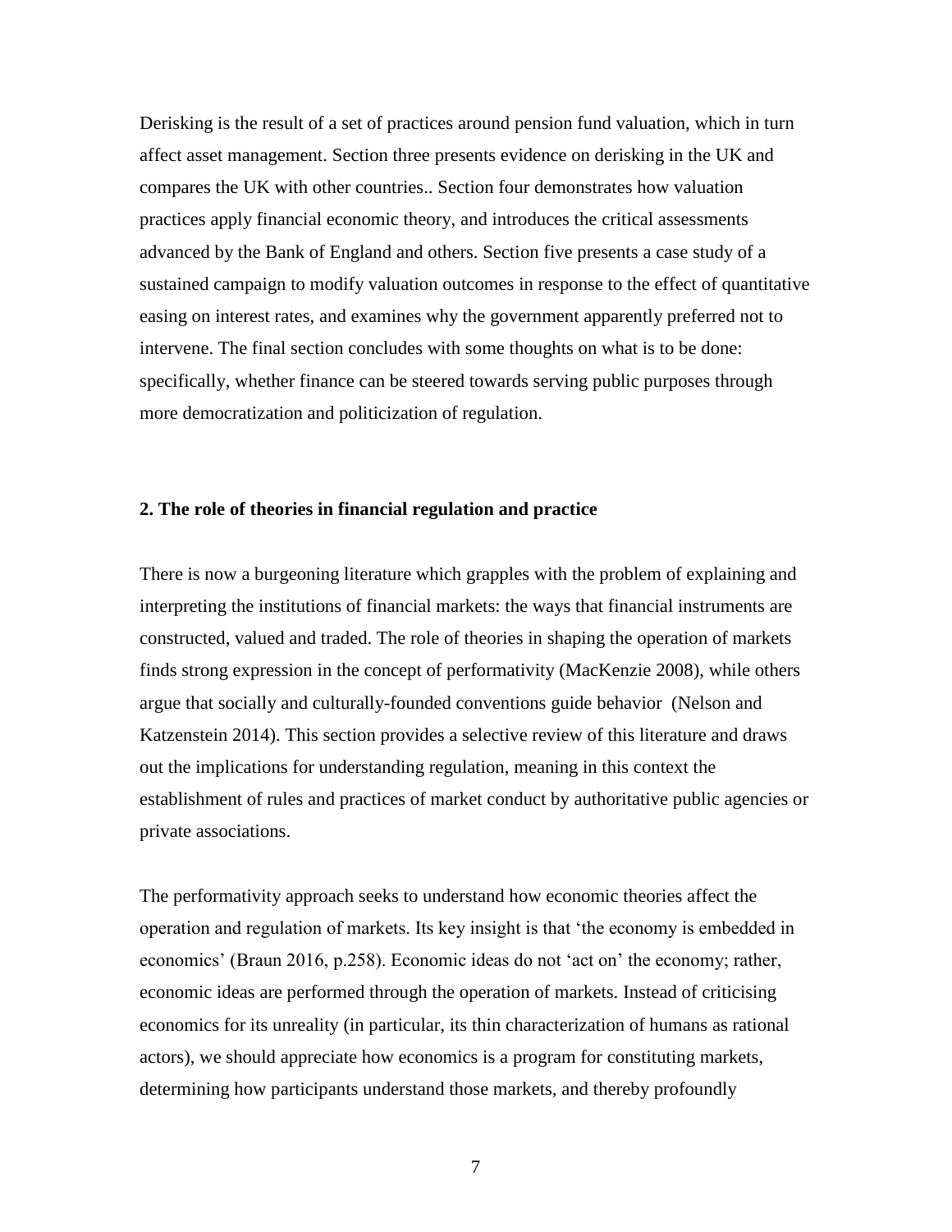Derisking is the result of a set of practices around pension fund valuation, which in turn affect asset management. Section three presents evidence on derisking in the UK and compares the UK with other countries.. Section four demonstrates how valuation practices apply financial economic theory, and introduces the critical assessments advanced by the Bank of England and others. Section five presents a case study of a sustained campaign to modify valuation outcomes in response to the effect of quantitative easing on interest rates, and examines why the government apparently preferred not to intervene. The final section concludes with some thoughts on what is to be done: specifically, whether finance can be steered towards serving public purposes through more democratization and politicization of regulation.

## 2. The role of theories in financial regulation and practice

There is now a burgeoning literature which grapples with the problem of explaining and interpreting the institutions of financial markets: the ways that financial instruments are constructed, valued and traded. The role of theories in shaping the operation of markets finds strong expression in the concept of performativity (MacKenzie 2008), while others argue that socially and culturally-founded conventions guide behavior (Nelson and Katzenstein 2014). This section provides a selective review of this literature and draws out the implications for understanding regulation, meaning in this context the establishment of rules and practices of market conduct by authoritative public agencies or private associations.

The performativity approach seeks to understand how economic theories affect the operation and regulation of markets. Its key insight is that 'the economy is embedded in economics' (Braun 2016, p.258). Economic ideas do not 'act on' the economy; rather, economic ideas are performed through the operation of markets. Instead of criticising economics for its unreality (in particular, its thin characterization of humans as rational actors), we should appreciate how economics is a program for constituting markets, determining how participants understand those markets, and thereby profoundly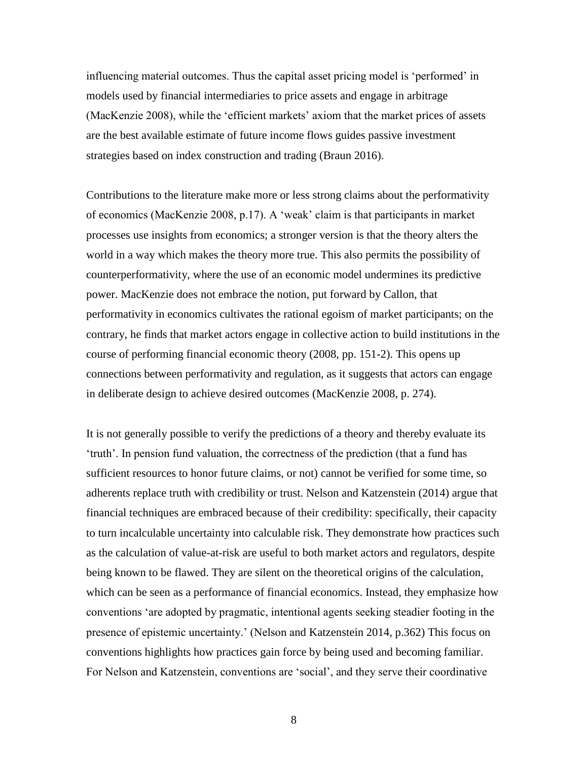influencing material outcomes. Thus the capital asset pricing model is 'performed' in models used by financial intermediaries to price assets and engage in arbitrage (MacKenzie 2008), while the 'efficient markets' axiom that the market prices of assets are the best available estimate of future income flows guides passive investment strategies based on index construction and trading (Braun 2016).

Contributions to the literature make more or less strong claims about the performativity of economics (MacKenzie 2008, p.17). A 'weak' claim is that participants in market processes use insights from economics; a stronger version is that the theory alters the world in a way which makes the theory more true. This also permits the possibility of counterperformativity, where the use of an economic model undermines its predictive power. MacKenzie does not embrace the notion, put forward by Callon, that performativity in economics cultivates the rational egoism of market participants; on the contrary, he finds that market actors engage in collective action to build institutions in the course of performing financial economic theory (2008, pp. 151-2). This opens up connections between performativity and regulation, as it suggests that actors can engage in deliberate design to achieve desired outcomes (MacKenzie 2008, p. 274).

It is not generally possible to verify the predictions of a theory and thereby evaluate its 'truth'. In pension fund valuation, the correctness of the prediction (that a fund has sufficient resources to honor future claims, or not) cannot be verified for some time, so adherents replace truth with credibility or trust. Nelson and Katzenstein (2014) argue that financial techniques are embraced because of their credibility: specifically, their capacity to turn incalculable uncertainty into calculable risk. They demonstrate how practices such as the calculation of value-at-risk are useful to both market actors and regulators, despite being known to be flawed. They are silent on the theoretical origins of the calculation, which can be seen as a performance of financial economics. Instead, they emphasize how conventions 'are adopted by pragmatic, intentional agents seeking steadier footing in the presence of epistemic uncertainty.' (Nelson and Katzenstein 2014, p.362) This focus on conventions highlights how practices gain force by being used and becoming familiar. For Nelson and Katzenstein, conventions are 'social', and they serve their coordinative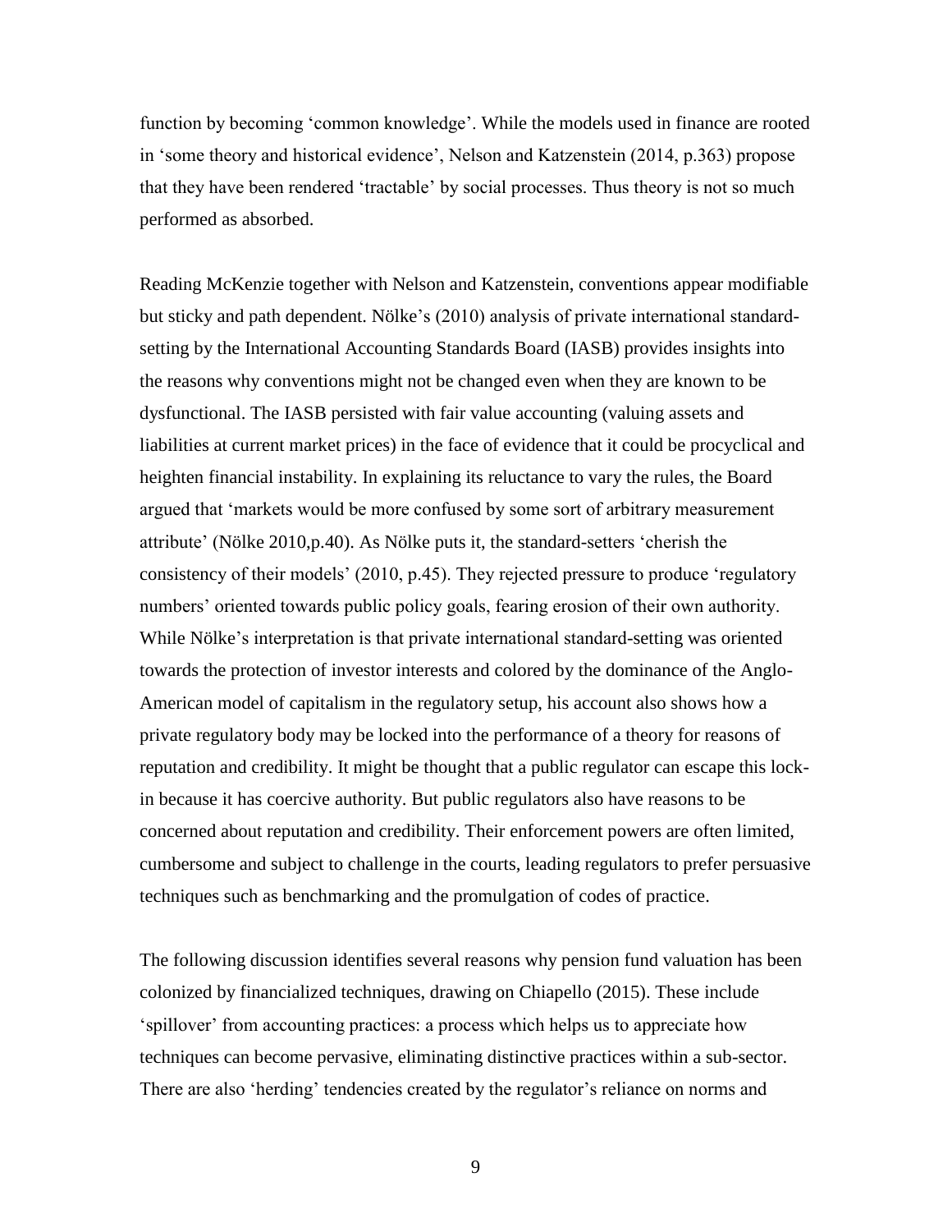function by becoming 'common knowledge'. While the models used in finance are rooted in 'some theory and historical evidence', Nelson and Katzenstein (2014, p.363) propose that they have been rendered 'tractable' by social processes. Thus theory is not so much performed as absorbed.

Reading McKenzie together with Nelson and Katzenstein, conventions appear modifiable but sticky and path dependent. Nölke's (2010) analysis of private international standard-setting by the International Accounting Standards Board (IASB) provides insights into the reasons why conventions might not be changed even when they are known to be dysfunctional. The IASB persisted with fair value accounting (valuing assets and liabilities at current market prices) in the face of evidence that it could be procyclical and heighten financial instability. In explaining its reluctance to vary the rules, the Board argued that 'markets would be more confused by some sort of arbitrary measurement attribute' (Nölke 2010,p.40). As Nölke puts it, the standard-setters 'cherish the consistency of their models' (2010, p.45). They rejected pressure to produce 'regulatory numbers' oriented towards public policy goals, fearing erosion of their own authority. While Nölke's interpretation is that private international standard-setting was oriented towards the protection of investor interests and colored by the dominance of the Anglo-American model of capitalism in the regulatory setup, his account also shows how a private regulatory body may be locked into the performance of a theory for reasons of reputation and credibility. It might be thought that a public regulator can escape this lock-in because it has coercive authority. But public regulators also have reasons to be concerned about reputation and credibility. Their enforcement powers are often limited, cumbersome and subject to challenge in the courts, leading regulators to prefer persuasive techniques such as benchmarking and the promulgation of codes of practice.

The following discussion identifies several reasons why pension fund valuation has been colonized by financialized techniques, drawing on Chiapello (2015). These include 'spillover' from accounting practices: a process which helps us to appreciate how techniques can become pervasive, eliminating distinctive practices within a sub-sector. There are also 'herding' tendencies created by the regulator's reliance on norms and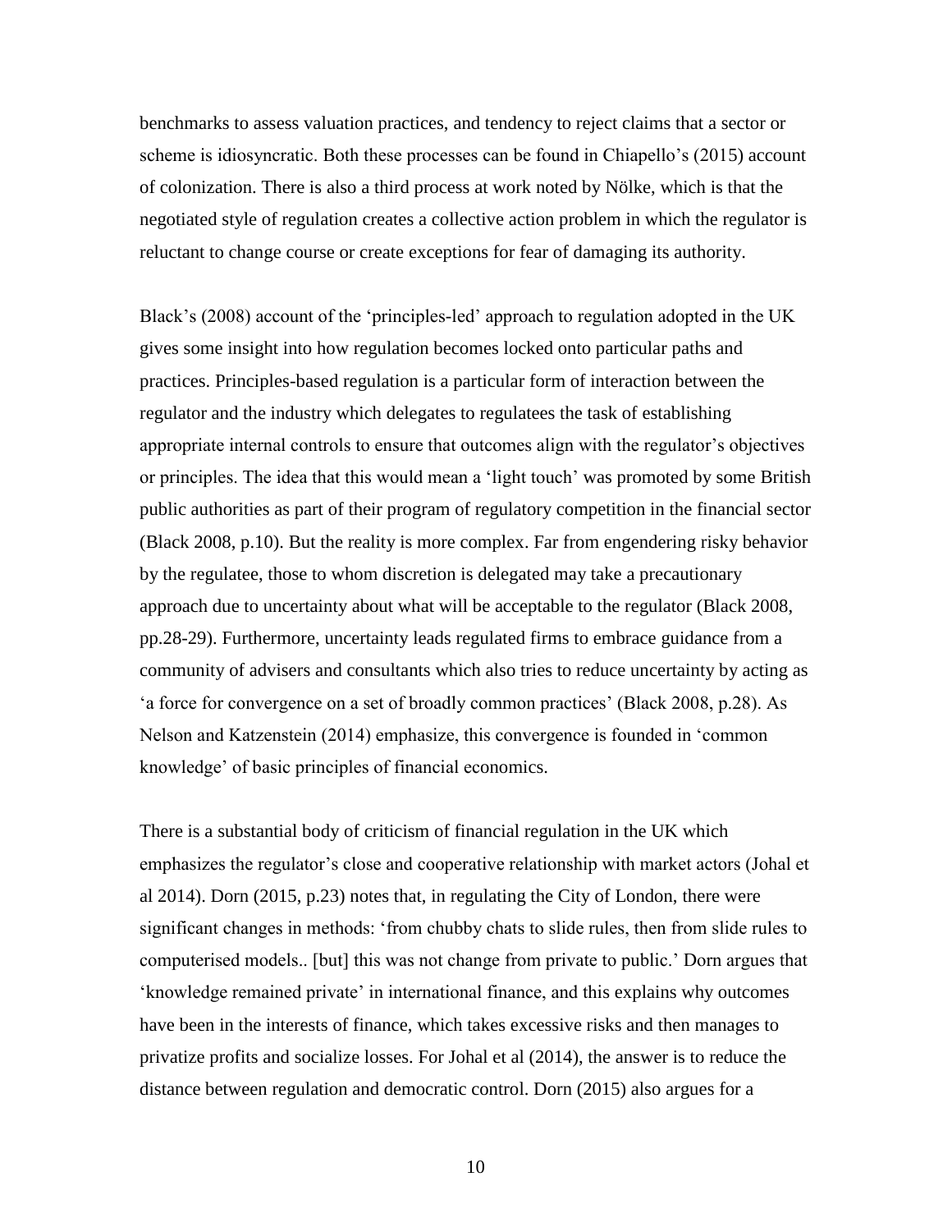benchmarks to assess valuation practices, and tendency to reject claims that a sector or scheme is idiosyncratic. Both these processes can be found in Chiapello's (2015) account of colonization. There is also a third process at work noted by Nölke, which is that the negotiated style of regulation creates a collective action problem in which the regulator is reluctant to change course or create exceptions for fear of damaging its authority.

Black's (2008) account of the 'principles-led' approach to regulation adopted in the UK gives some insight into how regulation becomes locked onto particular paths and practices. Principles-based regulation is a particular form of interaction between the regulator and the industry which delegates to regulatees the task of establishing appropriate internal controls to ensure that outcomes align with the regulator's objectives or principles. The idea that this would mean a 'light touch' was promoted by some British public authorities as part of their program of regulatory competition in the financial sector (Black 2008, p.10). But the reality is more complex. Far from engendering risky behavior by the regulatee, those to whom discretion is delegated may take a precautionary approach due to uncertainty about what will be acceptable to the regulator (Black 2008, pp.28-29). Furthermore, uncertainty leads regulated firms to embrace guidance from a community of advisers and consultants which also tries to reduce uncertainty by acting as 'a force for convergence on a set of broadly common practices' (Black 2008, p.28). As Nelson and Katzenstein (2014) emphasize, this convergence is founded in 'common knowledge' of basic principles of financial economics.

There is a substantial body of criticism of financial regulation in the UK which emphasizes the regulator's close and cooperative relationship with market actors (Johal et al 2014). Dorn (2015, p.23) notes that, in regulating the City of London, there were significant changes in methods: 'from chubby chats to slide rules, then from slide rules to computerised models.. [but] this was not change from private to public.' Dorn argues that 'knowledge remained private' in international finance, and this explains why outcomes have been in the interests of finance, which takes excessive risks and then manages to privatize profits and socialize losses. For Johal et al (2014), the answer is to reduce the distance between regulation and democratic control. Dorn (2015) also argues for a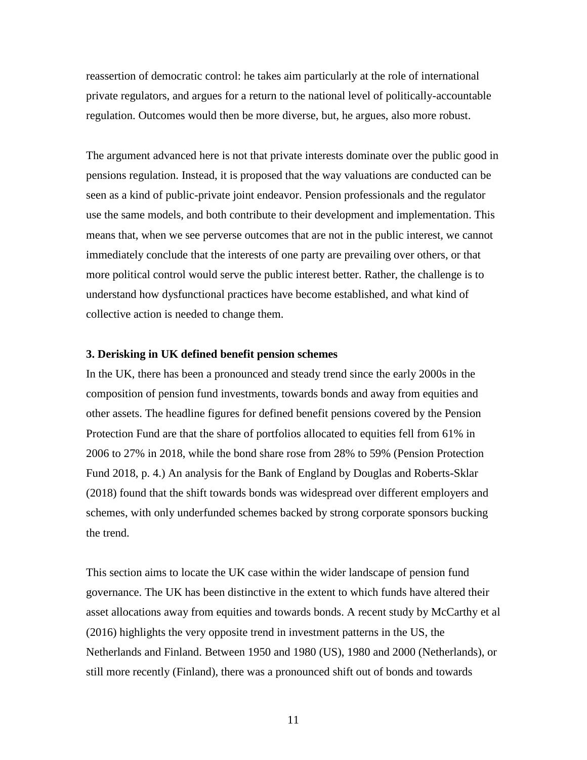reassertion of democratic control: he takes aim particularly at the role of international private regulators, and argues for a return to the national level of politically-accountable regulation. Outcomes would then be more diverse, but, he argues, also more robust.

The argument advanced here is not that private interests dominate over the public good in pensions regulation. Instead, it is proposed that the way valuations are conducted can be seen as a kind of public-private joint endeavor. Pension professionals and the regulator use the same models, and both contribute to their development and implementation. This means that, when we see perverse outcomes that are not in the public interest, we cannot immediately conclude that the interests of one party are prevailing over others, or that more political control would serve the public interest better. Rather, the challenge is to understand how dysfunctional practices have become established, and what kind of collective action is needed to change them.

## 3. Derisking in UK defined benefit pension schemes

In the UK, there has been a pronounced and steady trend since the early 2000s in the composition of pension fund investments, towards bonds and away from equities and other assets. The headline figures for defined benefit pensions covered by the Pension Protection Fund are that the share of portfolios allocated to equities fell from 61% in 2006 to 27% in 2018, while the bond share rose from 28% to 59% (Pension Protection Fund 2018, p. 4.) An analysis for the Bank of England by Douglas and Roberts-Sklar (2018) found that the shift towards bonds was widespread over different employers and schemes, with only underfunded schemes backed by strong corporate sponsors bucking the trend.

This section aims to locate the UK case within the wider landscape of pension fund governance. The UK has been distinctive in the extent to which funds have altered their asset allocations away from equities and towards bonds. A recent study by McCarthy et al (2016) highlights the very opposite trend in investment patterns in the US, the Netherlands and Finland. Between 1950 and 1980 (US), 1980 and 2000 (Netherlands), or still more recently (Finland), there was a pronounced shift out of bonds and towards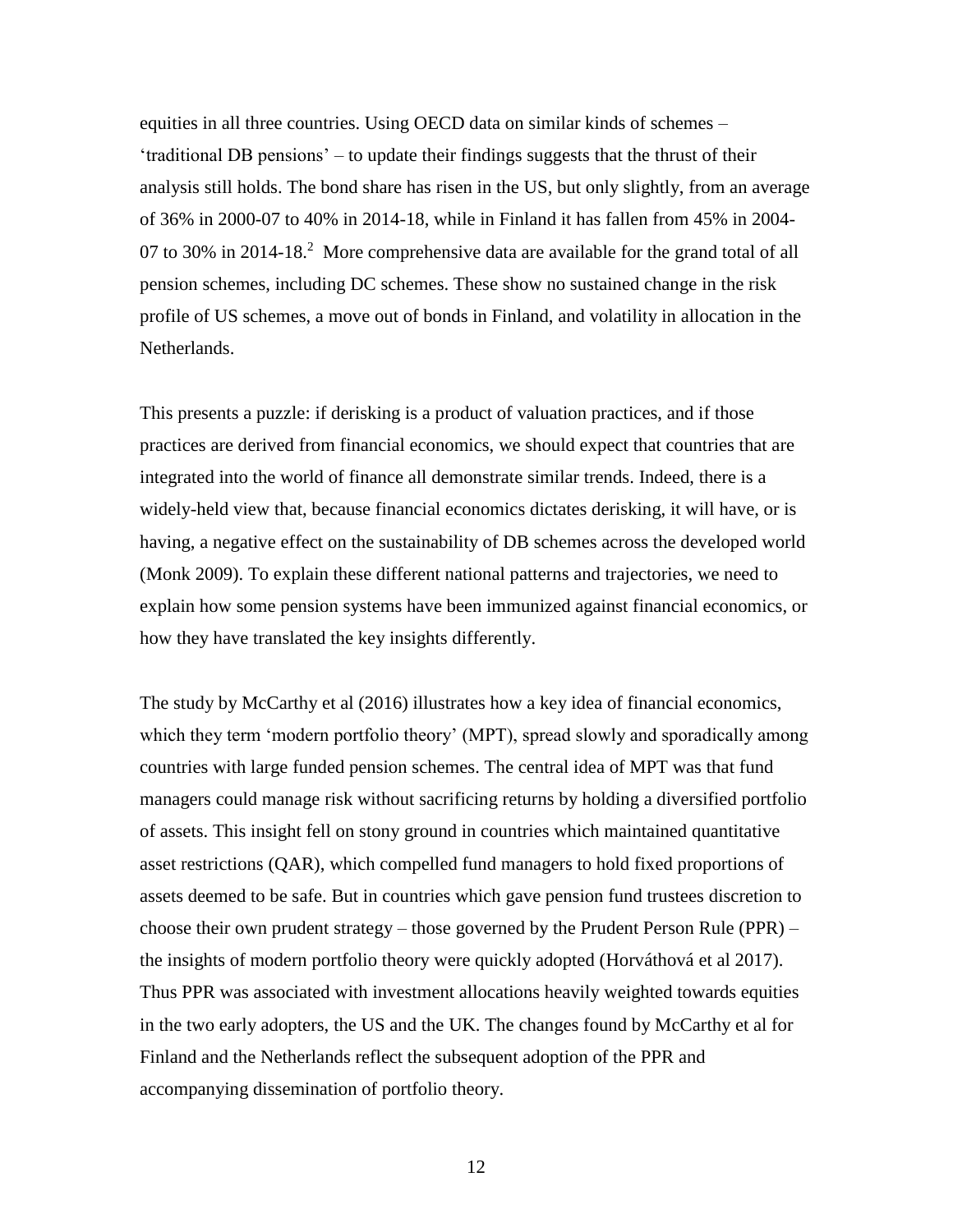equities in all three countries. Using OECD data on similar kinds of schemes – 'traditional DB pensions' – to update their findings suggests that the thrust of their analysis still holds. The bond share has risen in the US, but only slightly, from an average of 36% in 2000-07 to 40% in 2014-18, while in Finland it has fallen from 45% in 2004-07 to 30% in 2014-18.[2] More comprehensive data are available for the grand total of all pension schemes, including DC schemes. These show no sustained change in the risk profile of US schemes, a move out of bonds in Finland, and volatility in allocation in the Netherlands.

This presents a puzzle: if derisking is a product of valuation practices, and if those practices are derived from financial economics, we should expect that countries that are integrated into the world of finance all demonstrate similar trends. Indeed, there is a widely-held view that, because financial economics dictates derisking, it will have, or is having, a negative effect on the sustainability of DB schemes across the developed world (Monk 2009). To explain these different national patterns and trajectories, we need to explain how some pension systems have been immunized against financial economics, or how they have translated the key insights differently.

The study by McCarthy et al (2016) illustrates how a key idea of financial economics, which they term 'modern portfolio theory' (MPT), spread slowly and sporadically among countries with large funded pension schemes. The central idea of MPT was that fund managers could manage risk without sacrificing returns by holding a diversified portfolio of assets. This insight fell on stony ground in countries which maintained quantitative asset restrictions (QAR), which compelled fund managers to hold fixed proportions of assets deemed to be safe. But in countries which gave pension fund trustees discretion to choose their own prudent strategy – those governed by the Prudent Person Rule (PPR) – the insights of modern portfolio theory were quickly adopted (Horváthová et al 2017). Thus PPR was associated with investment allocations heavily weighted towards equities in the two early adopters, the US and the UK. The changes found by McCarthy et al for Finland and the Netherlands reflect the subsequent adoption of the PPR and accompanying dissemination of portfolio theory.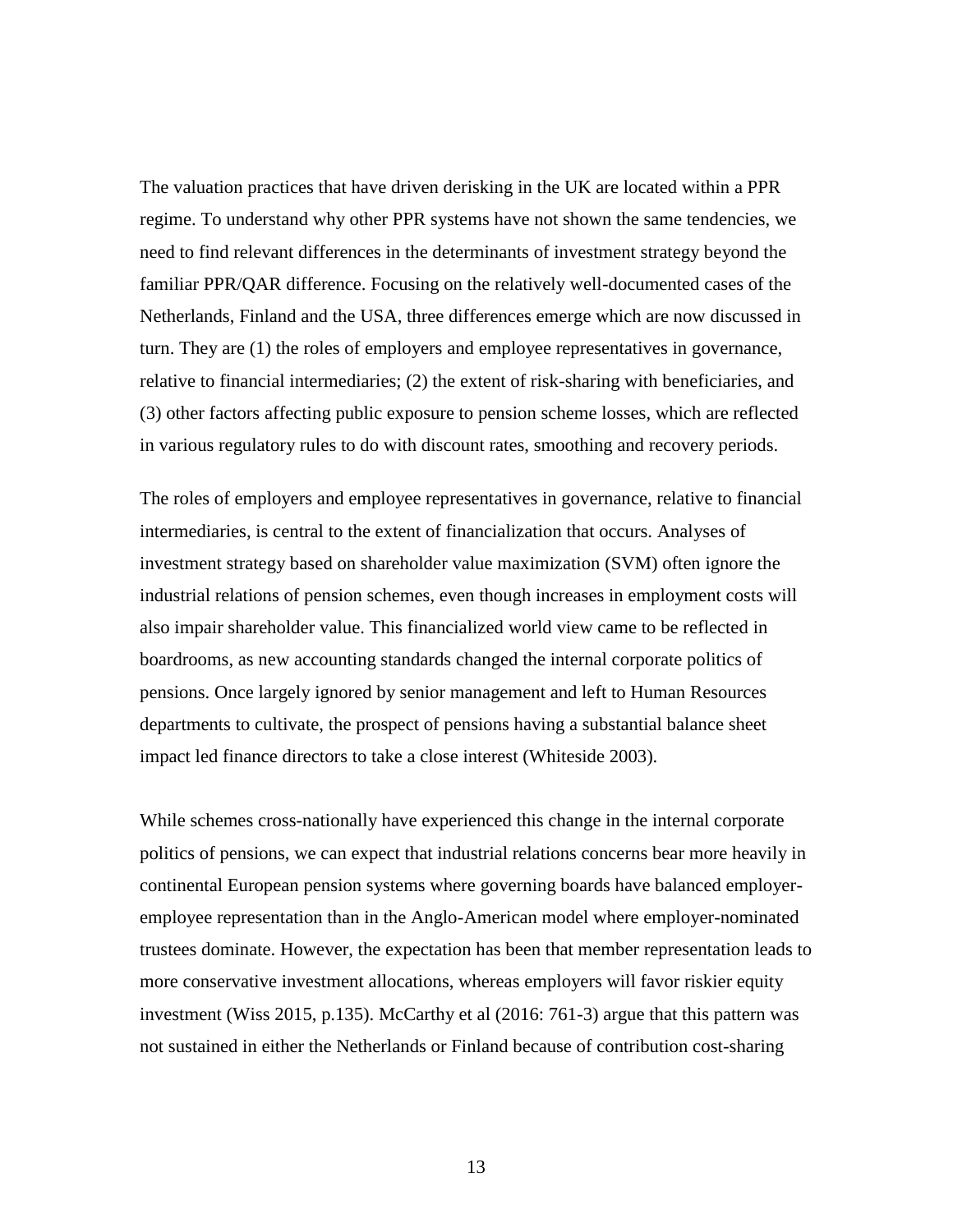The valuation practices that have driven derisking in the UK are located within a PPR regime. To understand why other PPR systems have not shown the same tendencies, we need to find relevant differences in the determinants of investment strategy beyond the familiar PPR/QAR difference. Focusing on the relatively well-documented cases of the Netherlands, Finland and the USA, three differences emerge which are now discussed in turn. They are (1) the roles of employers and employee representatives in governance, relative to financial intermediaries; (2) the extent of risk-sharing with beneficiaries, and (3) other factors affecting public exposure to pension scheme losses, which are reflected in various regulatory rules to do with discount rates, smoothing and recovery periods.

The roles of employers and employee representatives in governance, relative to financial intermediaries, is central to the extent of financialization that occurs. Analyses of investment strategy based on shareholder value maximization (SVM) often ignore the industrial relations of pension schemes, even though increases in employment costs will also impair shareholder value. This financialized world view came to be reflected in boardrooms, as new accounting standards changed the internal corporate politics of pensions. Once largely ignored by senior management and left to Human Resources departments to cultivate, the prospect of pensions having a substantial balance sheet impact led finance directors to take a close interest (Whiteside 2003).

While schemes cross-nationally have experienced this change in the internal corporate politics of pensions, we can expect that industrial relations concerns bear more heavily in continental European pension systems where governing boards have balanced employer-employee representation than in the Anglo-American model where employer-nominated trustees dominate. However, the expectation has been that member representation leads to more conservative investment allocations, whereas employers will favor riskier equity investment (Wiss 2015, p.135). McCarthy et al (2016: 761-3) argue that this pattern was not sustained in either the Netherlands or Finland because of contribution cost-sharing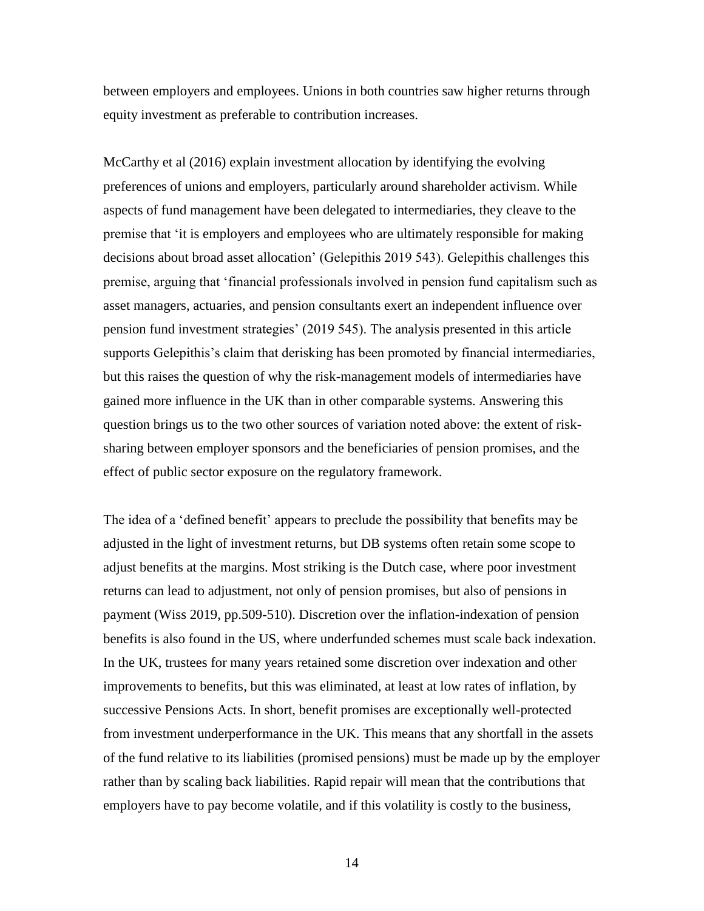between employers and employees. Unions in both countries saw higher returns through equity investment as preferable to contribution increases.

McCarthy et al (2016) explain investment allocation by identifying the evolving preferences of unions and employers, particularly around shareholder activism. While aspects of fund management have been delegated to intermediaries, they cleave to the premise that 'it is employers and employees who are ultimately responsible for making decisions about broad asset allocation' (Gelepithis 2019 543). Gelepithis challenges this premise, arguing that 'financial professionals involved in pension fund capitalism such as asset managers, actuaries, and pension consultants exert an independent influence over pension fund investment strategies' (2019 545). The analysis presented in this article supports Gelepithis's claim that derisking has been promoted by financial intermediaries, but this raises the question of why the risk-management models of intermediaries have gained more influence in the UK than in other comparable systems. Answering this question brings us to the two other sources of variation noted above: the extent of risk-sharing between employer sponsors and the beneficiaries of pension promises, and the effect of public sector exposure on the regulatory framework.

The idea of a 'defined benefit' appears to preclude the possibility that benefits may be adjusted in the light of investment returns, but DB systems often retain some scope to adjust benefits at the margins. Most striking is the Dutch case, where poor investment returns can lead to adjustment, not only of pension promises, but also of pensions in payment (Wiss 2019, pp.509-510). Discretion over the inflation-indexation of pension benefits is also found in the US, where underfunded schemes must scale back indexation. In the UK, trustees for many years retained some discretion over indexation and other improvements to benefits, but this was eliminated, at least at low rates of inflation, by successive Pensions Acts. In short, benefit promises are exceptionally well-protected from investment underperformance in the UK. This means that any shortfall in the assets of the fund relative to its liabilities (promised pensions) must be made up by the employer rather than by scaling back liabilities. Rapid repair will mean that the contributions that employers have to pay become volatile, and if this volatility is costly to the business,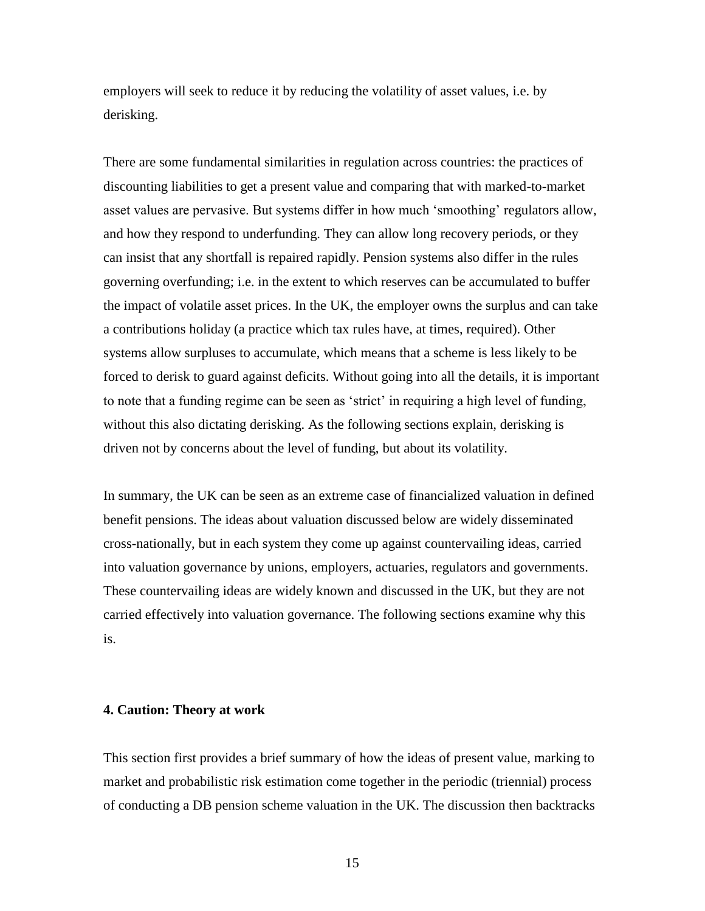employers will seek to reduce it by reducing the volatility of asset values, i.e. by derisking.

There are some fundamental similarities in regulation across countries: the practices of discounting liabilities to get a present value and comparing that with marked-to-market asset values are pervasive. But systems differ in how much 'smoothing' regulators allow, and how they respond to underfunding. They can allow long recovery periods, or they can insist that any shortfall is repaired rapidly. Pension systems also differ in the rules governing overfunding; i.e. in the extent to which reserves can be accumulated to buffer the impact of volatile asset prices. In the UK, the employer owns the surplus and can take a contributions holiday (a practice which tax rules have, at times, required). Other systems allow surpluses to accumulate, which means that a scheme is less likely to be forced to derisk to guard against deficits. Without going into all the details, it is important to note that a funding regime can be seen as 'strict' in requiring a high level of funding, without this also dictating derisking. As the following sections explain, derisking is driven not by concerns about the level of funding, but about its volatility.

In summary, the UK can be seen as an extreme case of financialized valuation in defined benefit pensions. The ideas about valuation discussed below are widely disseminated cross-nationally, but in each system they come up against countervailing ideas, carried into valuation governance by unions, employers, actuaries, regulators and governments. These countervailing ideas are widely known and discussed in the UK, but they are not carried effectively into valuation governance. The following sections examine why this is.

## 4. Caution: Theory at work

This section first provides a brief summary of how the ideas of present value, marking to market and probabilistic risk estimation come together in the periodic (triennial) process of conducting a DB pension scheme valuation in the UK. The discussion then backtracks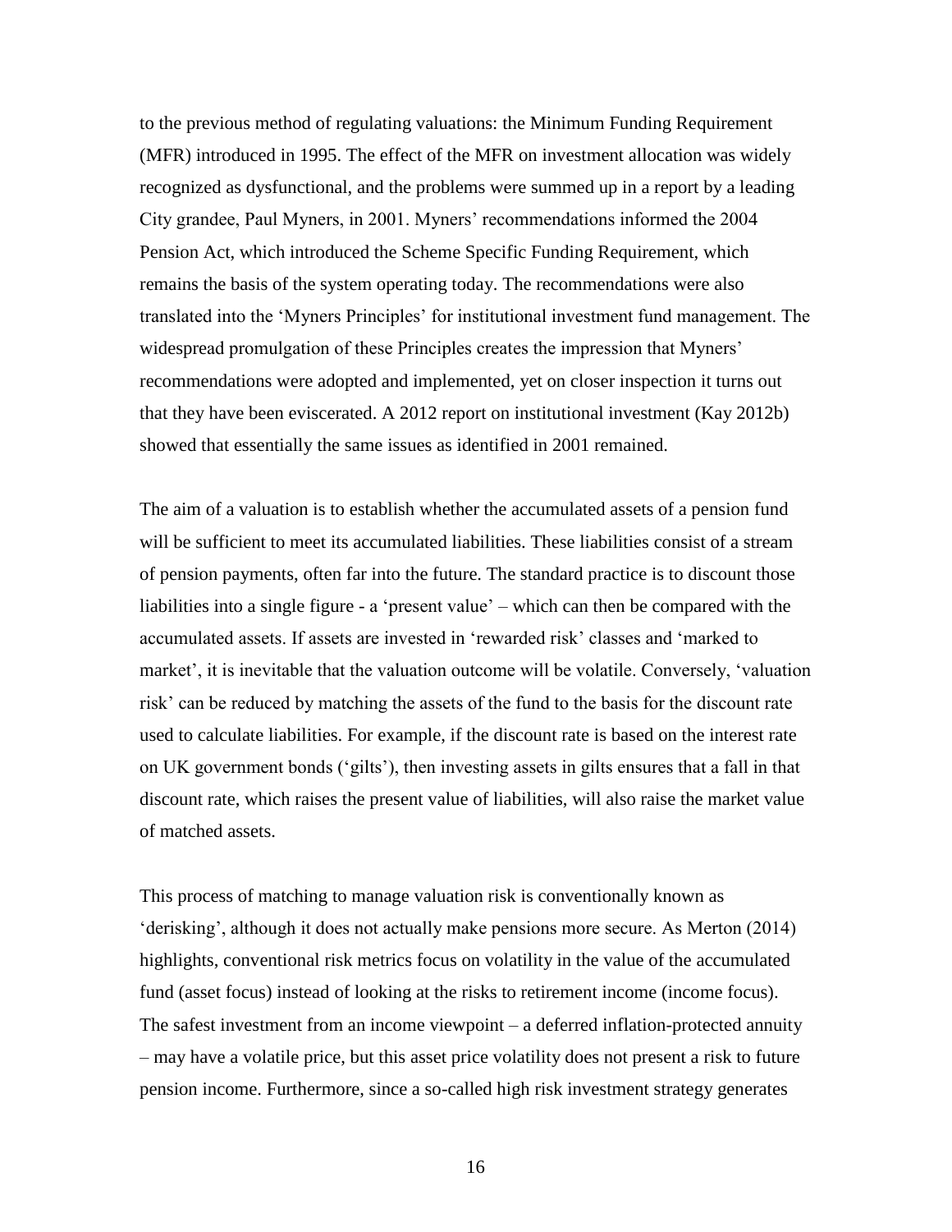to the previous method of regulating valuations: the Minimum Funding Requirement (MFR) introduced in 1995. The effect of the MFR on investment allocation was widely recognized as dysfunctional, and the problems were summed up in a report by a leading City grandee, Paul Myners, in 2001. Myners' recommendations informed the 2004 Pension Act, which introduced the Scheme Specific Funding Requirement, which remains the basis of the system operating today. The recommendations were also translated into the 'Myners Principles' for institutional investment fund management. The widespread promulgation of these Principles creates the impression that Myners' recommendations were adopted and implemented, yet on closer inspection it turns out that they have been eviscerated. A 2012 report on institutional investment (Kay 2012b) showed that essentially the same issues as identified in 2001 remained.

The aim of a valuation is to establish whether the accumulated assets of a pension fund will be sufficient to meet its accumulated liabilities. These liabilities consist of a stream of pension payments, often far into the future. The standard practice is to discount those liabilities into a single figure - a 'present value' – which can then be compared with the accumulated assets. If assets are invested in 'rewarded risk' classes and 'marked to market', it is inevitable that the valuation outcome will be volatile. Conversely, 'valuation risk' can be reduced by matching the assets of the fund to the basis for the discount rate used to calculate liabilities. For example, if the discount rate is based on the interest rate on UK government bonds ('gilts'), then investing assets in gilts ensures that a fall in that discount rate, which raises the present value of liabilities, will also raise the market value of matched assets.

This process of matching to manage valuation risk is conventionally known as 'derisking', although it does not actually make pensions more secure. As Merton (2014) highlights, conventional risk metrics focus on volatility in the value of the accumulated fund (asset focus) instead of looking at the risks to retirement income (income focus). The safest investment from an income viewpoint – a deferred inflation-protected annuity – may have a volatile price, but this asset price volatility does not present a risk to future pension income. Furthermore, since a so-called high risk investment strategy generates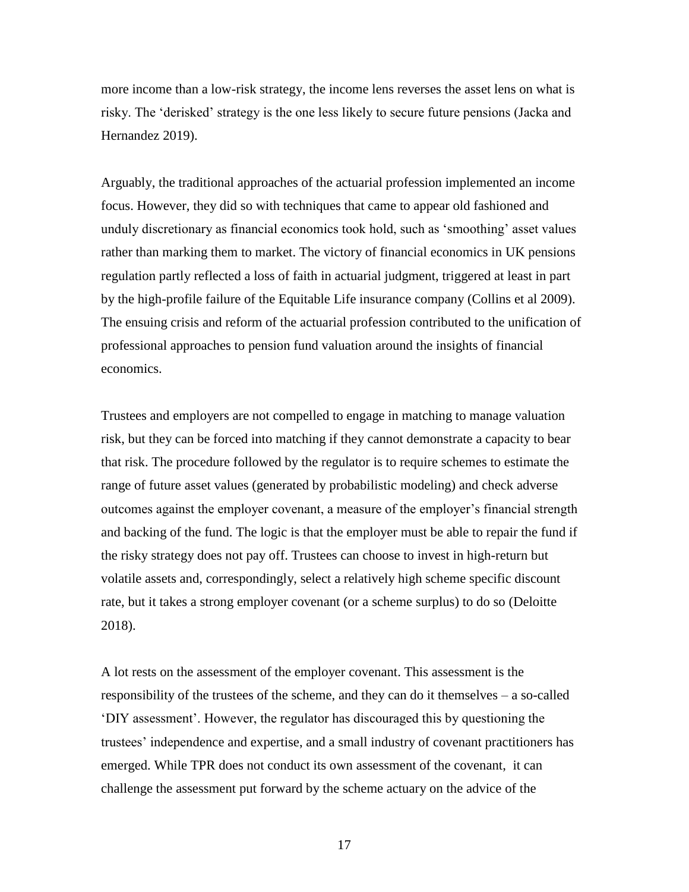more income than a low-risk strategy, the income lens reverses the asset lens on what is risky. The 'derisked' strategy is the one less likely to secure future pensions (Jacka and Hernandez 2019).

Arguably, the traditional approaches of the actuarial profession implemented an income focus. However, they did so with techniques that came to appear old fashioned and unduly discretionary as financial economics took hold, such as 'smoothing' asset values rather than marking them to market. The victory of financial economics in UK pensions regulation partly reflected a loss of faith in actuarial judgment, triggered at least in part by the high-profile failure of the Equitable Life insurance company (Collins et al 2009). The ensuing crisis and reform of the actuarial profession contributed to the unification of professional approaches to pension fund valuation around the insights of financial economics.

Trustees and employers are not compelled to engage in matching to manage valuation risk, but they can be forced into matching if they cannot demonstrate a capacity to bear that risk. The procedure followed by the regulator is to require schemes to estimate the range of future asset values (generated by probabilistic modeling) and check adverse outcomes against the employer covenant, a measure of the employer's financial strength and backing of the fund. The logic is that the employer must be able to repair the fund if the risky strategy does not pay off. Trustees can choose to invest in high-return but volatile assets and, correspondingly, select a relatively high scheme specific discount rate, but it takes a strong employer covenant (or a scheme surplus) to do so (Deloitte 2018).

A lot rests on the assessment of the employer covenant. This assessment is the responsibility of the trustees of the scheme, and they can do it themselves – a so-called 'DIY assessment'. However, the regulator has discouraged this by questioning the trustees' independence and expertise, and a small industry of covenant practitioners has emerged. While TPR does not conduct its own assessment of the covenant, it can challenge the assessment put forward by the scheme actuary on the advice of the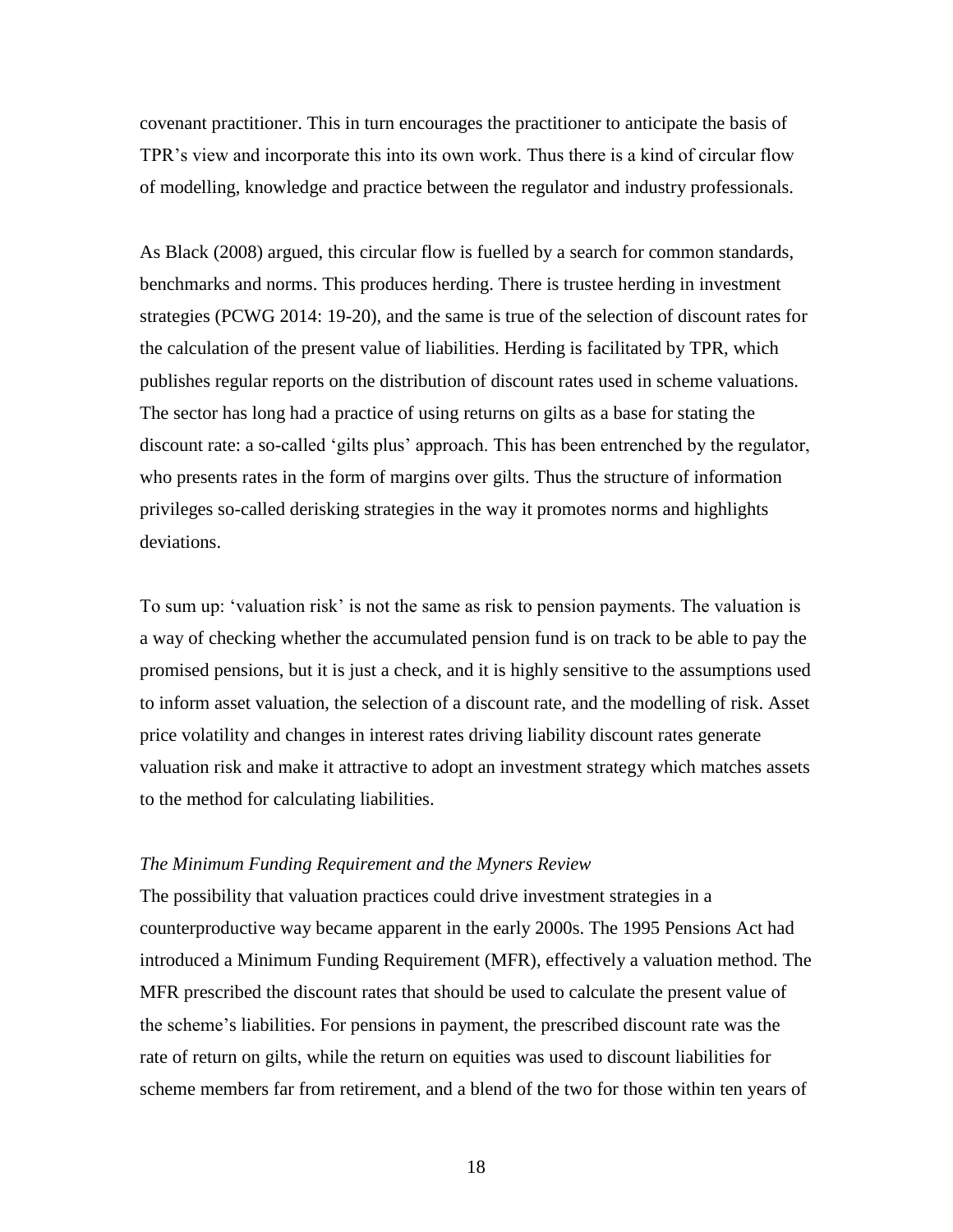covenant practitioner. This in turn encourages the practitioner to anticipate the basis of TPR's view and incorporate this into its own work. Thus there is a kind of circular flow of modelling, knowledge and practice between the regulator and industry professionals.

As Black (2008) argued, this circular flow is fuelled by a search for common standards, benchmarks and norms. This produces herding. There is trustee herding in investment strategies (PCWG 2014: 19-20), and the same is true of the selection of discount rates for the calculation of the present value of liabilities. Herding is facilitated by TPR, which publishes regular reports on the distribution of discount rates used in scheme valuations. The sector has long had a practice of using returns on gilts as a base for stating the discount rate: a so-called 'gilts plus' approach. This has been entrenched by the regulator, who presents rates in the form of margins over gilts. Thus the structure of information privileges so-called derisking strategies in the way it promotes norms and highlights deviations.

To sum up: 'valuation risk' is not the same as risk to pension payments. The valuation is a way of checking whether the accumulated pension fund is on track to be able to pay the promised pensions, but it is just a check, and it is highly sensitive to the assumptions used to inform asset valuation, the selection of a discount rate, and the modelling of risk. Asset price volatility and changes in interest rates driving liability discount rates generate valuation risk and make it attractive to adopt an investment strategy which matches assets to the method for calculating liabilities.

*The Minimum Funding Requirement and the Myners Review*

The possibility that valuation practices could drive investment strategies in a counterproductive way became apparent in the early 2000s. The 1995 Pensions Act had introduced a Minimum Funding Requirement (MFR), effectively a valuation method. The MFR prescribed the discount rates that should be used to calculate the present value of the scheme's liabilities. For pensions in payment, the prescribed discount rate was the rate of return on gilts, while the return on equities was used to discount liabilities for scheme members far from retirement, and a blend of the two for those within ten years of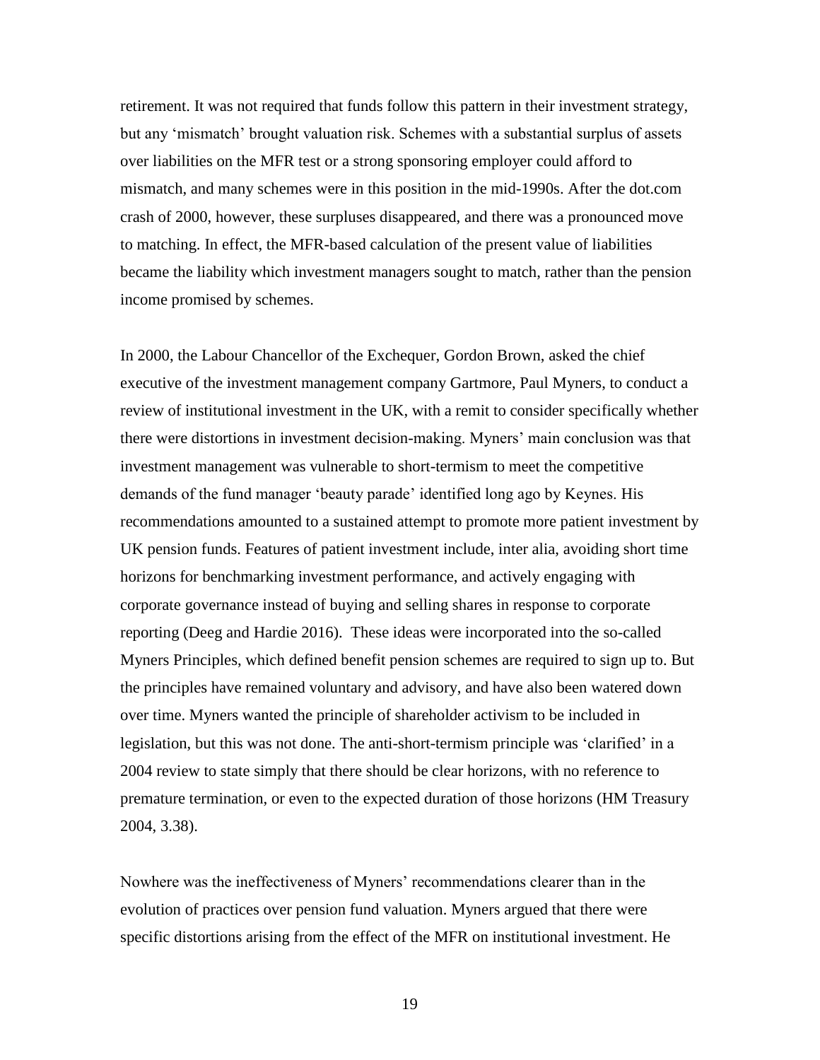retirement. It was not required that funds follow this pattern in their investment strategy, but any 'mismatch' brought valuation risk. Schemes with a substantial surplus of assets over liabilities on the MFR test or a strong sponsoring employer could afford to mismatch, and many schemes were in this position in the mid-1990s. After the dot.com crash of 2000, however, these surpluses disappeared, and there was a pronounced move to matching. In effect, the MFR-based calculation of the present value of liabilities became the liability which investment managers sought to match, rather than the pension income promised by schemes.

In 2000, the Labour Chancellor of the Exchequer, Gordon Brown, asked the chief executive of the investment management company Gartmore, Paul Myners, to conduct a review of institutional investment in the UK, with a remit to consider specifically whether there were distortions in investment decision-making. Myners' main conclusion was that investment management was vulnerable to short-termism to meet the competitive demands of the fund manager 'beauty parade' identified long ago by Keynes. His recommendations amounted to a sustained attempt to promote more patient investment by UK pension funds. Features of patient investment include, inter alia, avoiding short time horizons for benchmarking investment performance, and actively engaging with corporate governance instead of buying and selling shares in response to corporate reporting (Deeg and Hardie 2016). These ideas were incorporated into the so-called Myners Principles, which defined benefit pension schemes are required to sign up to. But the principles have remained voluntary and advisory, and have also been watered down over time. Myners wanted the principle of shareholder activism to be included in legislation, but this was not done. The anti-short-termism principle was 'clarified' in a 2004 review to state simply that there should be clear horizons, with no reference to premature termination, or even to the expected duration of those horizons (HM Treasury 2004, 3.38).

Nowhere was the ineffectiveness of Myners' recommendations clearer than in the evolution of practices over pension fund valuation. Myners argued that there were specific distortions arising from the effect of the MFR on institutional investment. He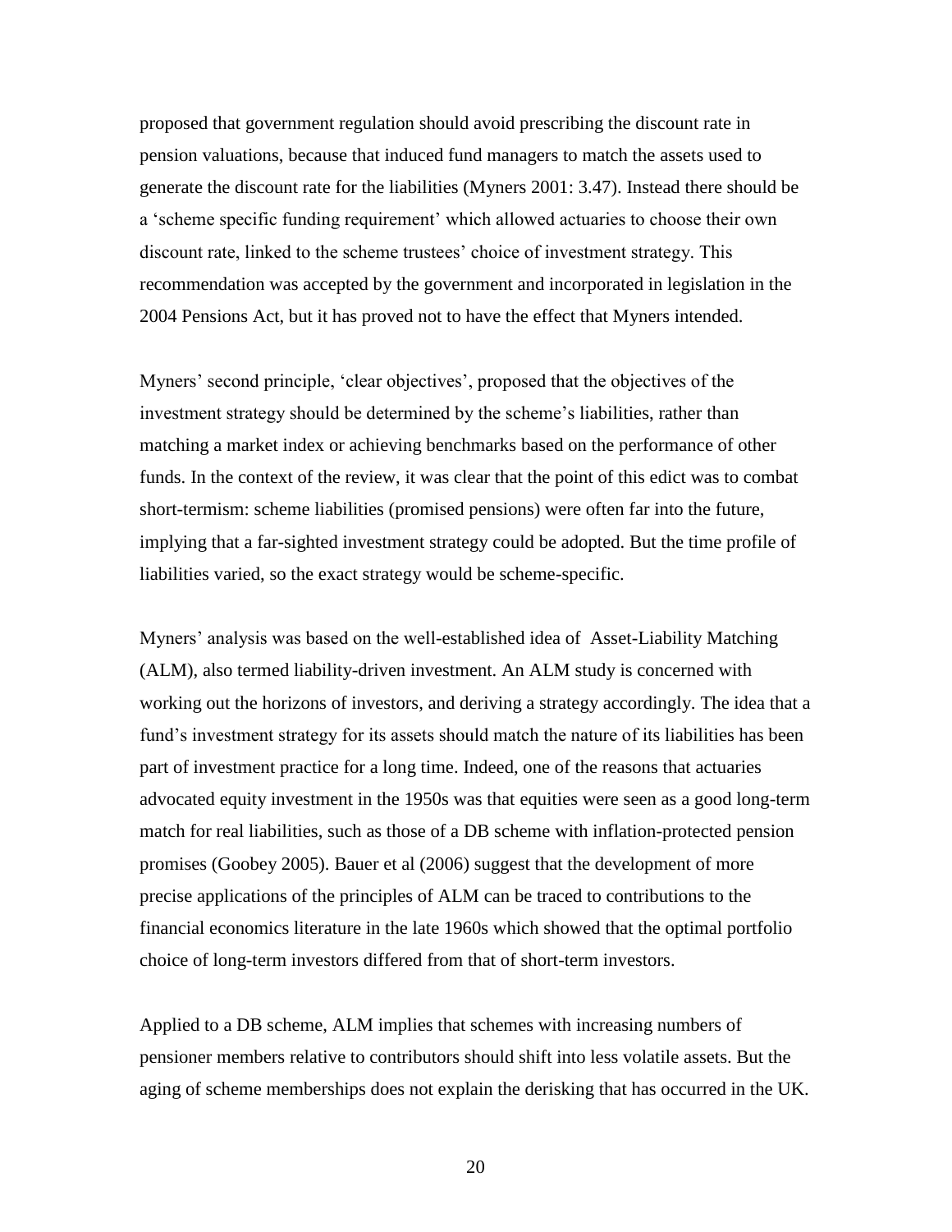proposed that government regulation should avoid prescribing the discount rate in pension valuations, because that induced fund managers to match the assets used to generate the discount rate for the liabilities (Myners 2001: 3.47). Instead there should be a 'scheme specific funding requirement' which allowed actuaries to choose their own discount rate, linked to the scheme trustees' choice of investment strategy. This recommendation was accepted by the government and incorporated in legislation in the 2004 Pensions Act, but it has proved not to have the effect that Myners intended.

Myners' second principle, 'clear objectives', proposed that the objectives of the investment strategy should be determined by the scheme's liabilities, rather than matching a market index or achieving benchmarks based on the performance of other funds. In the context of the review, it was clear that the point of this edict was to combat short-termism: scheme liabilities (promised pensions) were often far into the future, implying that a far-sighted investment strategy could be adopted. But the time profile of liabilities varied, so the exact strategy would be scheme-specific.

Myners' analysis was based on the well-established idea of Asset-Liability Matching (ALM), also termed liability-driven investment. An ALM study is concerned with working out the horizons of investors, and deriving a strategy accordingly. The idea that a fund's investment strategy for its assets should match the nature of its liabilities has been part of investment practice for a long time. Indeed, one of the reasons that actuaries advocated equity investment in the 1950s was that equities were seen as a good long-term match for real liabilities, such as those of a DB scheme with inflation-protected pension promises (Goobey 2005). Bauer et al (2006) suggest that the development of more precise applications of the principles of ALM can be traced to contributions to the financial economics literature in the late 1960s which showed that the optimal portfolio choice of long-term investors differed from that of short-term investors.

Applied to a DB scheme, ALM implies that schemes with increasing numbers of pensioner members relative to contributors should shift into less volatile assets. But the aging of scheme memberships does not explain the derisking that has occurred in the UK.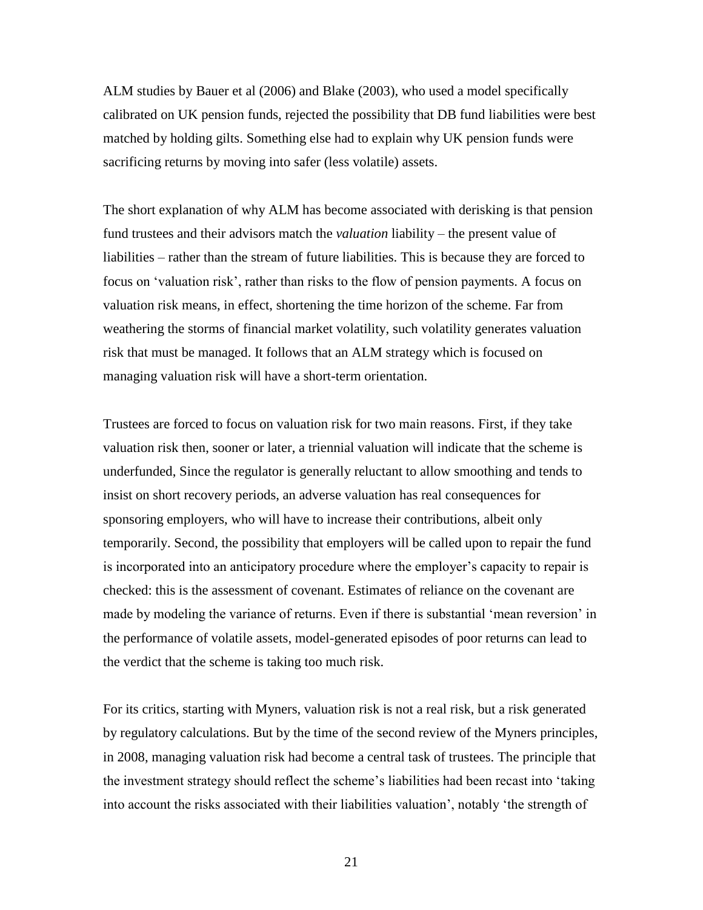ALM studies by Bauer et al (2006) and Blake (2003), who used a model specifically calibrated on UK pension funds, rejected the possibility that DB fund liabilities were best matched by holding gilts. Something else had to explain why UK pension funds were sacrificing returns by moving into safer (less volatile) assets.

The short explanation of why ALM has become associated with derisking is that pension fund trustees and their advisors match the *valuation* liability – the present value of liabilities – rather than the stream of future liabilities. This is because they are forced to focus on 'valuation risk', rather than risks to the flow of pension payments. A focus on valuation risk means, in effect, shortening the time horizon of the scheme. Far from weathering the storms of financial market volatility, such volatility generates valuation risk that must be managed. It follows that an ALM strategy which is focused on managing valuation risk will have a short-term orientation.

Trustees are forced to focus on valuation risk for two main reasons. First, if they take valuation risk then, sooner or later, a triennial valuation will indicate that the scheme is underfunded, Since the regulator is generally reluctant to allow smoothing and tends to insist on short recovery periods, an adverse valuation has real consequences for sponsoring employers, who will have to increase their contributions, albeit only temporarily. Second, the possibility that employers will be called upon to repair the fund is incorporated into an anticipatory procedure where the employer's capacity to repair is checked: this is the assessment of covenant. Estimates of reliance on the covenant are made by modeling the variance of returns. Even if there is substantial 'mean reversion' in the performance of volatile assets, model-generated episodes of poor returns can lead to the verdict that the scheme is taking too much risk.

For its critics, starting with Myners, valuation risk is not a real risk, but a risk generated by regulatory calculations. But by the time of the second review of the Myners principles, in 2008, managing valuation risk had become a central task of trustees. The principle that the investment strategy should reflect the scheme's liabilities had been recast into 'taking into account the risks associated with their liabilities valuation', notably 'the strength of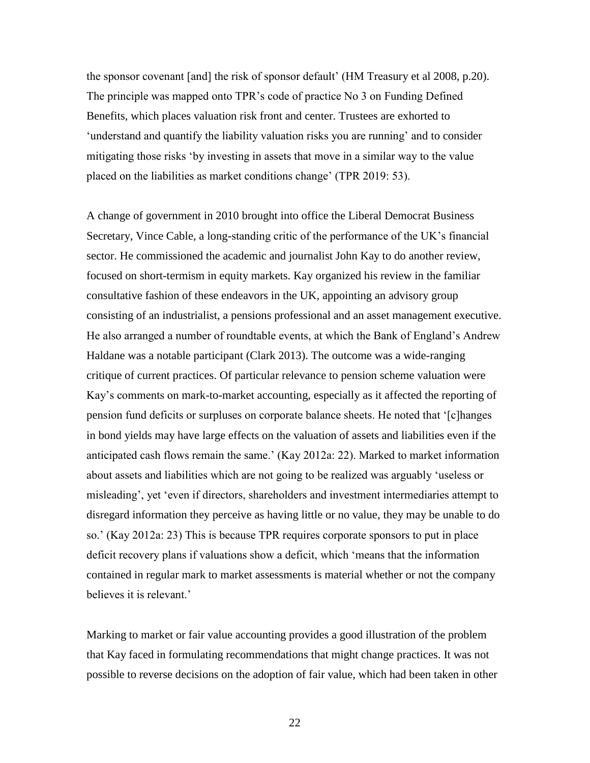the sponsor covenant [and] the risk of sponsor default' (HM Treasury et al 2008, p.20). The principle was mapped onto TPR's code of practice No 3 on Funding Defined Benefits, which places valuation risk front and center. Trustees are exhorted to 'understand and quantify the liability valuation risks you are running' and to consider mitigating those risks 'by investing in assets that move in a similar way to the value placed on the liabilities as market conditions change' (TPR 2019: 53).

A change of government in 2010 brought into office the Liberal Democrat Business Secretary, Vince Cable, a long-standing critic of the performance of the UK's financial sector. He commissioned the academic and journalist John Kay to do another review, focused on short-termism in equity markets. Kay organized his review in the familiar consultative fashion of these endeavors in the UK, appointing an advisory group consisting of an industrialist, a pensions professional and an asset management executive. He also arranged a number of roundtable events, at which the Bank of England's Andrew Haldane was a notable participant (Clark 2013). The outcome was a wide-ranging critique of current practices. Of particular relevance to pension scheme valuation were Kay's comments on mark-to-market accounting, especially as it affected the reporting of pension fund deficits or surpluses on corporate balance sheets. He noted that '[c]hanges in bond yields may have large effects on the valuation of assets and liabilities even if the anticipated cash flows remain the same.' (Kay 2012a: 22). Marked to market information about assets and liabilities which are not going to be realized was arguably 'useless or misleading', yet 'even if directors, shareholders and investment intermediaries attempt to disregard information they perceive as having little or no value, they may be unable to do so.' (Kay 2012a: 23) This is because TPR requires corporate sponsors to put in place deficit recovery plans if valuations show a deficit, which 'means that the information contained in regular mark to market assessments is material whether or not the company believes it is relevant.'

Marking to market or fair value accounting provides a good illustration of the problem that Kay faced in formulating recommendations that might change practices. It was not possible to reverse decisions on the adoption of fair value, which had been taken in other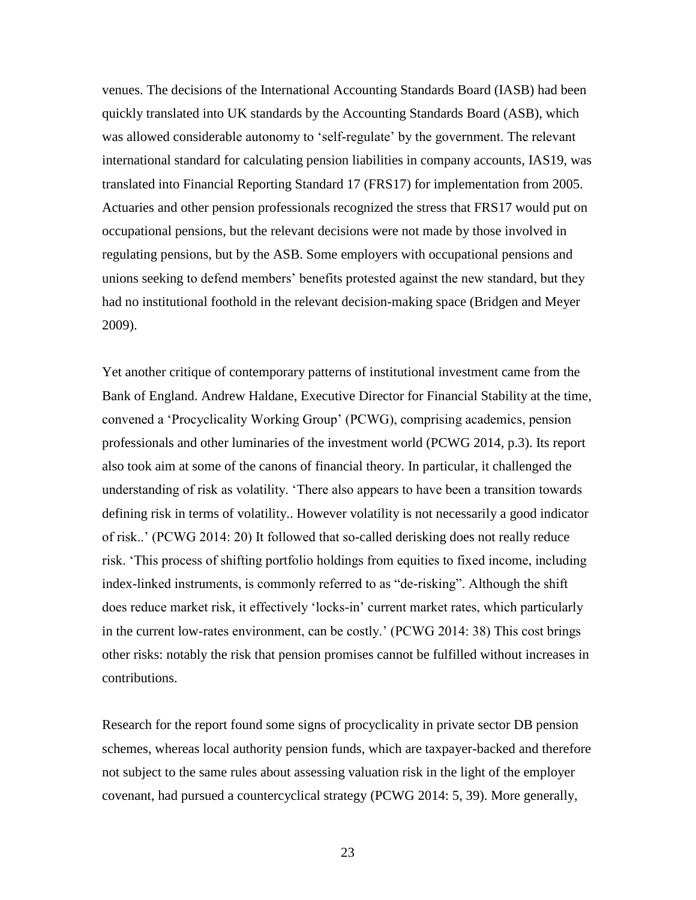venues. The decisions of the International Accounting Standards Board (IASB) had been quickly translated into UK standards by the Accounting Standards Board (ASB), which was allowed considerable autonomy to 'self-regulate' by the government. The relevant international standard for calculating pension liabilities in company accounts, IAS19, was translated into Financial Reporting Standard 17 (FRS17) for implementation from 2005. Actuaries and other pension professionals recognized the stress that FRS17 would put on occupational pensions, but the relevant decisions were not made by those involved in regulating pensions, but by the ASB. Some employers with occupational pensions and unions seeking to defend members' benefits protested against the new standard, but they had no institutional foothold in the relevant decision-making space (Bridgen and Meyer 2009).

Yet another critique of contemporary patterns of institutional investment came from the Bank of England. Andrew Haldane, Executive Director for Financial Stability at the time, convened a 'Procyclicality Working Group' (PCWG), comprising academics, pension professionals and other luminaries of the investment world (PCWG 2014, p.3). Its report also took aim at some of the canons of financial theory. In particular, it challenged the understanding of risk as volatility. 'There also appears to have been a transition towards defining risk in terms of volatility.. However volatility is not necessarily a good indicator of risk..' (PCWG 2014: 20) It followed that so-called derisking does not really reduce risk. 'This process of shifting portfolio holdings from equities to fixed income, including index-linked instruments, is commonly referred to as "de-risking". Although the shift does reduce market risk, it effectively 'locks-in' current market rates, which particularly in the current low-rates environment, can be costly.' (PCWG 2014: 38) This cost brings other risks: notably the risk that pension promises cannot be fulfilled without increases in contributions.

Research for the report found some signs of procyclicality in private sector DB pension schemes, whereas local authority pension funds, which are taxpayer-backed and therefore not subject to the same rules about assessing valuation risk in the light of the employer covenant, had pursued a countercyclical strategy (PCWG 2014: 5, 39). More generally,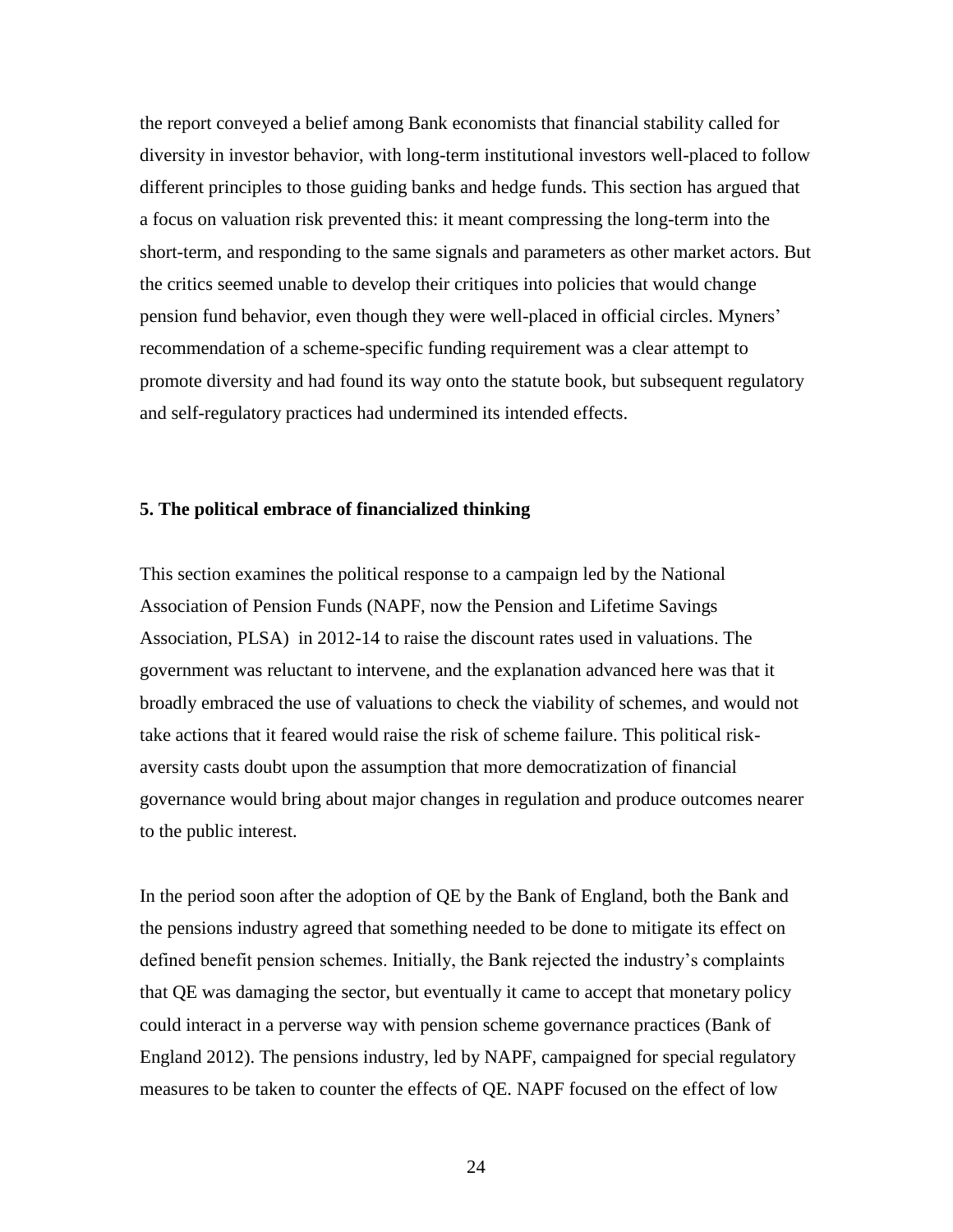the report conveyed a belief among Bank economists that financial stability called for diversity in investor behavior, with long-term institutional investors well-placed to follow different principles to those guiding banks and hedge funds. This section has argued that a focus on valuation risk prevented this: it meant compressing the long-term into the short-term, and responding to the same signals and parameters as other market actors. But the critics seemed unable to develop their critiques into policies that would change pension fund behavior, even though they were well-placed in official circles. Myners' recommendation of a scheme-specific funding requirement was a clear attempt to promote diversity and had found its way onto the statute book, but subsequent regulatory and self-regulatory practices had undermined its intended effects.

## 5. The political embrace of financialized thinking

This section examines the political response to a campaign led by the National Association of Pension Funds (NAPF, now the Pension and Lifetime Savings Association, PLSA) in 2012-14 to raise the discount rates used in valuations. The government was reluctant to intervene, and the explanation advanced here was that it broadly embraced the use of valuations to check the viability of schemes, and would not take actions that it feared would raise the risk of scheme failure. This political risk-aversity casts doubt upon the assumption that more democratization of financial governance would bring about major changes in regulation and produce outcomes nearer to the public interest.

In the period soon after the adoption of QE by the Bank of England, both the Bank and the pensions industry agreed that something needed to be done to mitigate its effect on defined benefit pension schemes. Initially, the Bank rejected the industry's complaints that QE was damaging the sector, but eventually it came to accept that monetary policy could interact in a perverse way with pension scheme governance practices (Bank of England 2012). The pensions industry, led by NAPF, campaigned for special regulatory measures to be taken to counter the effects of QE. NAPF focused on the effect of low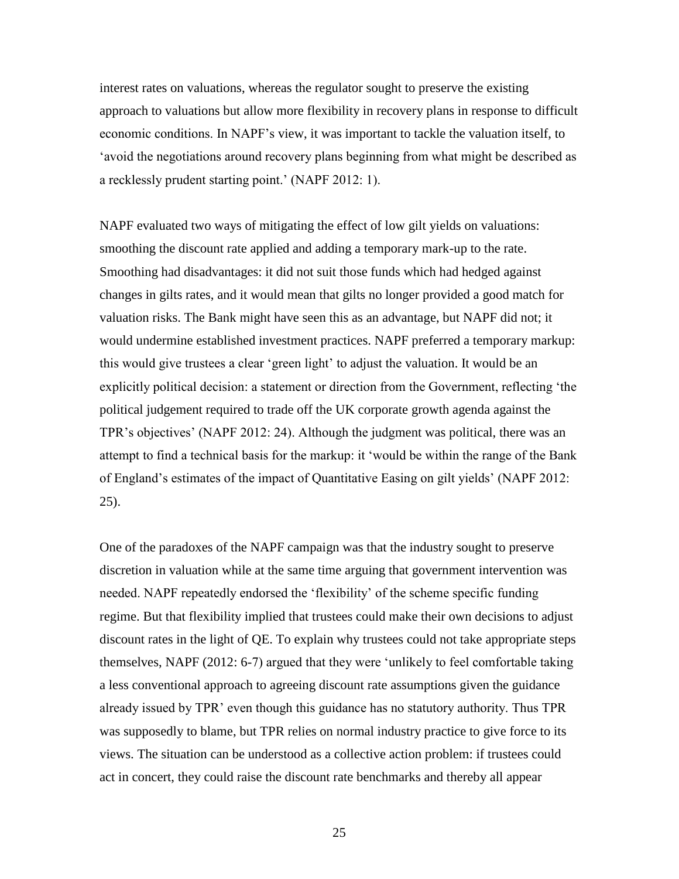interest rates on valuations, whereas the regulator sought to preserve the existing approach to valuations but allow more flexibility in recovery plans in response to difficult economic conditions. In NAPF's view, it was important to tackle the valuation itself, to 'avoid the negotiations around recovery plans beginning from what might be described as a recklessly prudent starting point.' (NAPF 2012: 1).

NAPF evaluated two ways of mitigating the effect of low gilt yields on valuations: smoothing the discount rate applied and adding a temporary mark-up to the rate. Smoothing had disadvantages: it did not suit those funds which had hedged against changes in gilts rates, and it would mean that gilts no longer provided a good match for valuation risks. The Bank might have seen this as an advantage, but NAPF did not; it would undermine established investment practices. NAPF preferred a temporary markup: this would give trustees a clear 'green light' to adjust the valuation. It would be an explicitly political decision: a statement or direction from the Government, reflecting 'the political judgement required to trade off the UK corporate growth agenda against the TPR's objectives' (NAPF 2012: 24). Although the judgment was political, there was an attempt to find a technical basis for the markup: it 'would be within the range of the Bank of England's estimates of the impact of Quantitative Easing on gilt yields' (NAPF 2012: 25).

One of the paradoxes of the NAPF campaign was that the industry sought to preserve discretion in valuation while at the same time arguing that government intervention was needed. NAPF repeatedly endorsed the 'flexibility' of the scheme specific funding regime. But that flexibility implied that trustees could make their own decisions to adjust discount rates in the light of QE. To explain why trustees could not take appropriate steps themselves, NAPF (2012: 6-7) argued that they were 'unlikely to feel comfortable taking a less conventional approach to agreeing discount rate assumptions given the guidance already issued by TPR' even though this guidance has no statutory authority. Thus TPR was supposedly to blame, but TPR relies on normal industry practice to give force to its views. The situation can be understood as a collective action problem: if trustees could act in concert, they could raise the discount rate benchmarks and thereby all appear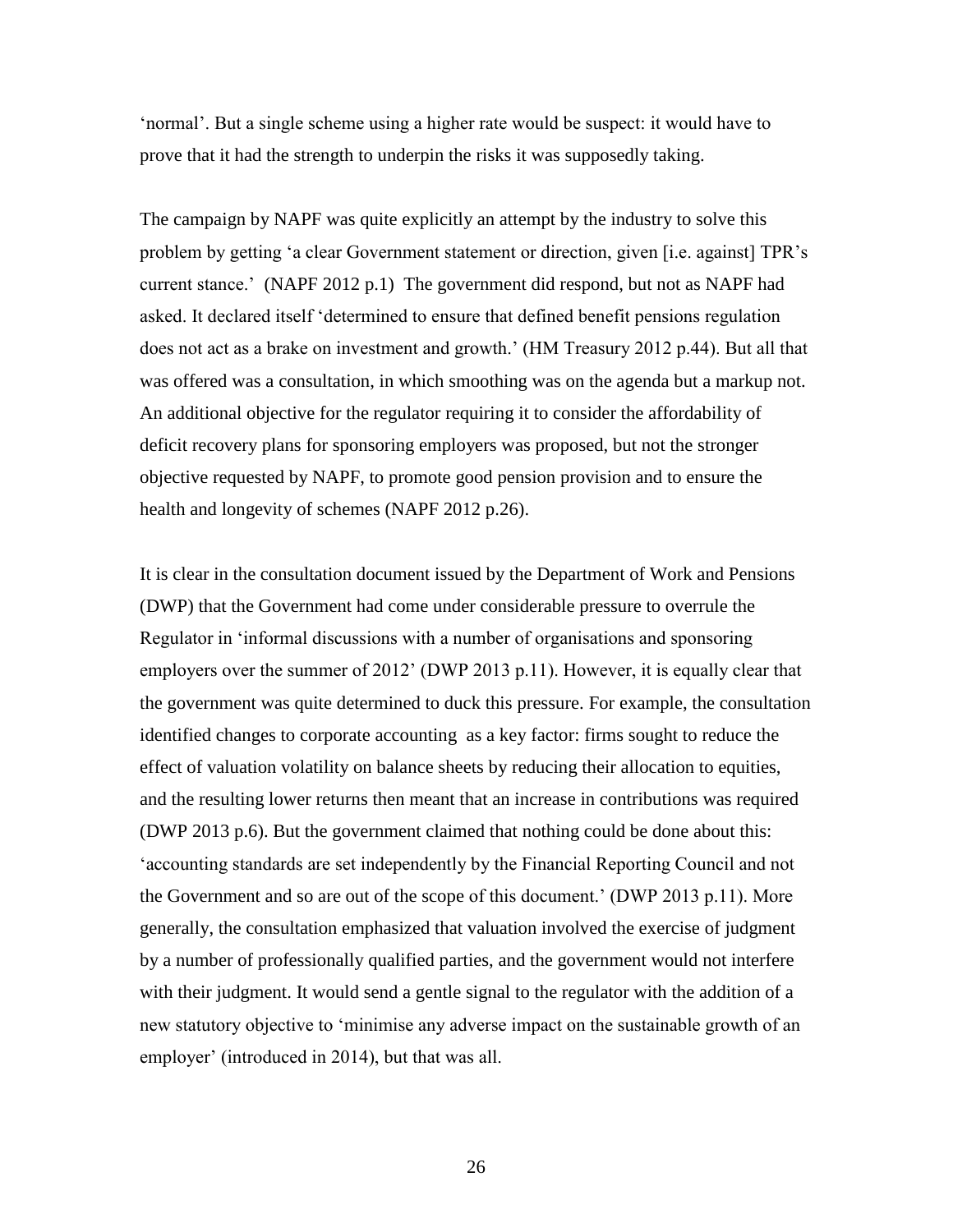'normal'. But a single scheme using a higher rate would be suspect: it would have to prove that it had the strength to underpin the risks it was supposedly taking.

The campaign by NAPF was quite explicitly an attempt by the industry to solve this problem by getting 'a clear Government statement or direction, given [i.e. against] TPR's current stance.' (NAPF 2012 p.1) The government did respond, but not as NAPF had asked. It declared itself 'determined to ensure that defined benefit pensions regulation does not act as a brake on investment and growth.' (HM Treasury 2012 p.44). But all that was offered was a consultation, in which smoothing was on the agenda but a markup not. An additional objective for the regulator requiring it to consider the affordability of deficit recovery plans for sponsoring employers was proposed, but not the stronger objective requested by NAPF, to promote good pension provision and to ensure the health and longevity of schemes (NAPF 2012 p.26).

It is clear in the consultation document issued by the Department of Work and Pensions (DWP) that the Government had come under considerable pressure to overrule the Regulator in 'informal discussions with a number of organisations and sponsoring employers over the summer of 2012' (DWP 2013 p.11). However, it is equally clear that the government was quite determined to duck this pressure. For example, the consultation identified changes to corporate accounting as a key factor: firms sought to reduce the effect of valuation volatility on balance sheets by reducing their allocation to equities, and the resulting lower returns then meant that an increase in contributions was required (DWP 2013 p.6). But the government claimed that nothing could be done about this: 'accounting standards are set independently by the Financial Reporting Council and not the Government and so are out of the scope of this document.' (DWP 2013 p.11). More generally, the consultation emphasized that valuation involved the exercise of judgment by a number of professionally qualified parties, and the government would not interfere with their judgment. It would send a gentle signal to the regulator with the addition of a new statutory objective to 'minimise any adverse impact on the sustainable growth of an employer' (introduced in 2014), but that was all.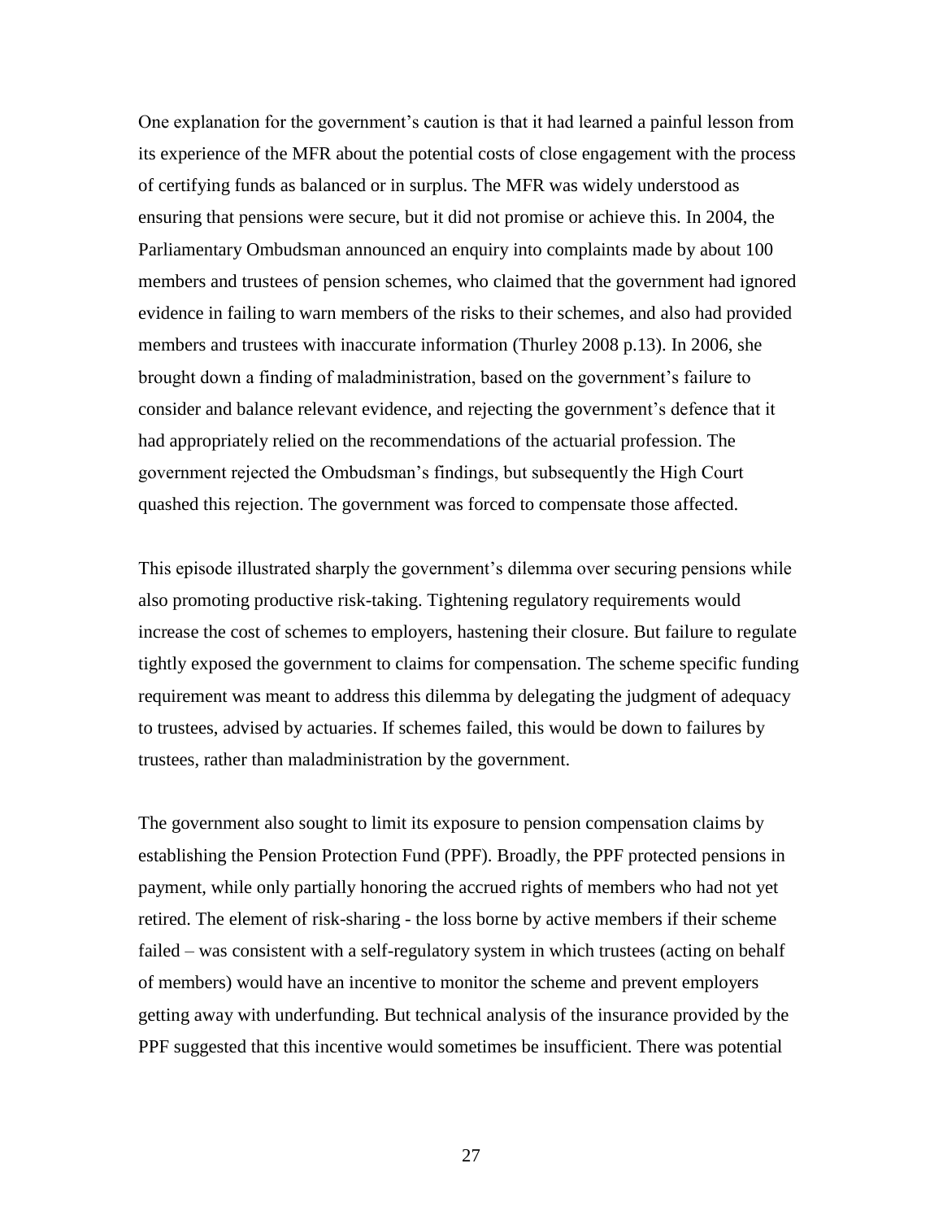One explanation for the government's caution is that it had learned a painful lesson from its experience of the MFR about the potential costs of close engagement with the process of certifying funds as balanced or in surplus. The MFR was widely understood as ensuring that pensions were secure, but it did not promise or achieve this. In 2004, the Parliamentary Ombudsman announced an enquiry into complaints made by about 100 members and trustees of pension schemes, who claimed that the government had ignored evidence in failing to warn members of the risks to their schemes, and also had provided members and trustees with inaccurate information (Thurley 2008 p.13). In 2006, she brought down a finding of maladministration, based on the government's failure to consider and balance relevant evidence, and rejecting the government's defence that it had appropriately relied on the recommendations of the actuarial profession. The government rejected the Ombudsman's findings, but subsequently the High Court quashed this rejection. The government was forced to compensate those affected.

This episode illustrated sharply the government's dilemma over securing pensions while also promoting productive risk-taking. Tightening regulatory requirements would increase the cost of schemes to employers, hastening their closure. But failure to regulate tightly exposed the government to claims for compensation. The scheme specific funding requirement was meant to address this dilemma by delegating the judgment of adequacy to trustees, advised by actuaries. If schemes failed, this would be down to failures by trustees, rather than maladministration by the government.

The government also sought to limit its exposure to pension compensation claims by establishing the Pension Protection Fund (PPF). Broadly, the PPF protected pensions in payment, while only partially honoring the accrued rights of members who had not yet retired. The element of risk-sharing - the loss borne by active members if their scheme failed – was consistent with a self-regulatory system in which trustees (acting on behalf of members) would have an incentive to monitor the scheme and prevent employers getting away with underfunding. But technical analysis of the insurance provided by the PPF suggested that this incentive would sometimes be insufficient. There was potential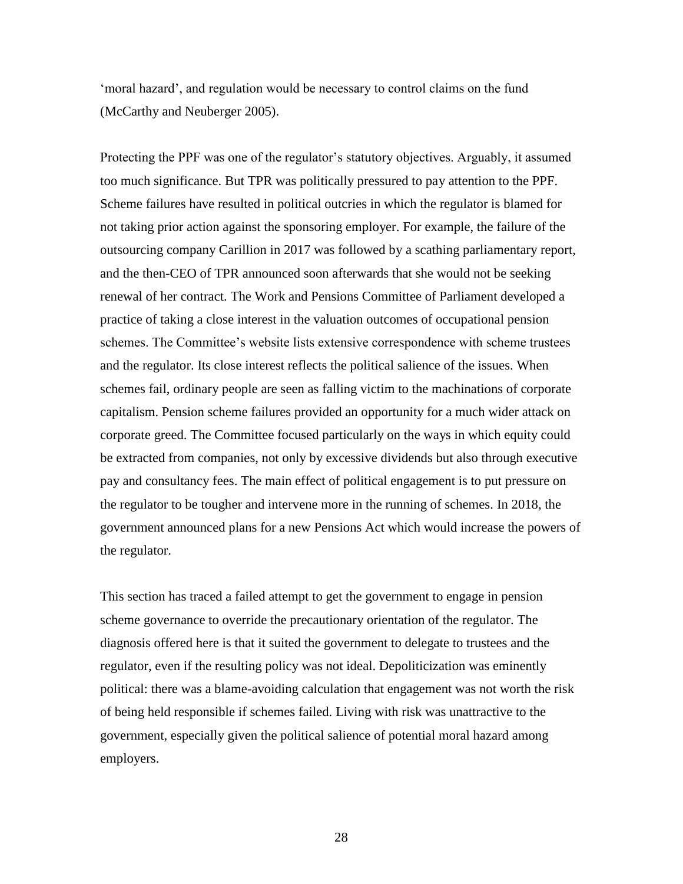'moral hazard', and regulation would be necessary to control claims on the fund (McCarthy and Neuberger 2005).

Protecting the PPF was one of the regulator's statutory objectives. Arguably, it assumed too much significance. But TPR was politically pressured to pay attention to the PPF. Scheme failures have resulted in political outcries in which the regulator is blamed for not taking prior action against the sponsoring employer. For example, the failure of the outsourcing company Carillion in 2017 was followed by a scathing parliamentary report, and the then-CEO of TPR announced soon afterwards that she would not be seeking renewal of her contract. The Work and Pensions Committee of Parliament developed a practice of taking a close interest in the valuation outcomes of occupational pension schemes. The Committee's website lists extensive correspondence with scheme trustees and the regulator. Its close interest reflects the political salience of the issues. When schemes fail, ordinary people are seen as falling victim to the machinations of corporate capitalism. Pension scheme failures provided an opportunity for a much wider attack on corporate greed. The Committee focused particularly on the ways in which equity could be extracted from companies, not only by excessive dividends but also through executive pay and consultancy fees. The main effect of political engagement is to put pressure on the regulator to be tougher and intervene more in the running of schemes. In 2018, the government announced plans for a new Pensions Act which would increase the powers of the regulator.

This section has traced a failed attempt to get the government to engage in pension scheme governance to override the precautionary orientation of the regulator. The diagnosis offered here is that it suited the government to delegate to trustees and the regulator, even if the resulting policy was not ideal. Depoliticization was eminently political: there was a blame-avoiding calculation that engagement was not worth the risk of being held responsible if schemes failed. Living with risk was unattractive to the government, especially given the political salience of potential moral hazard among employers.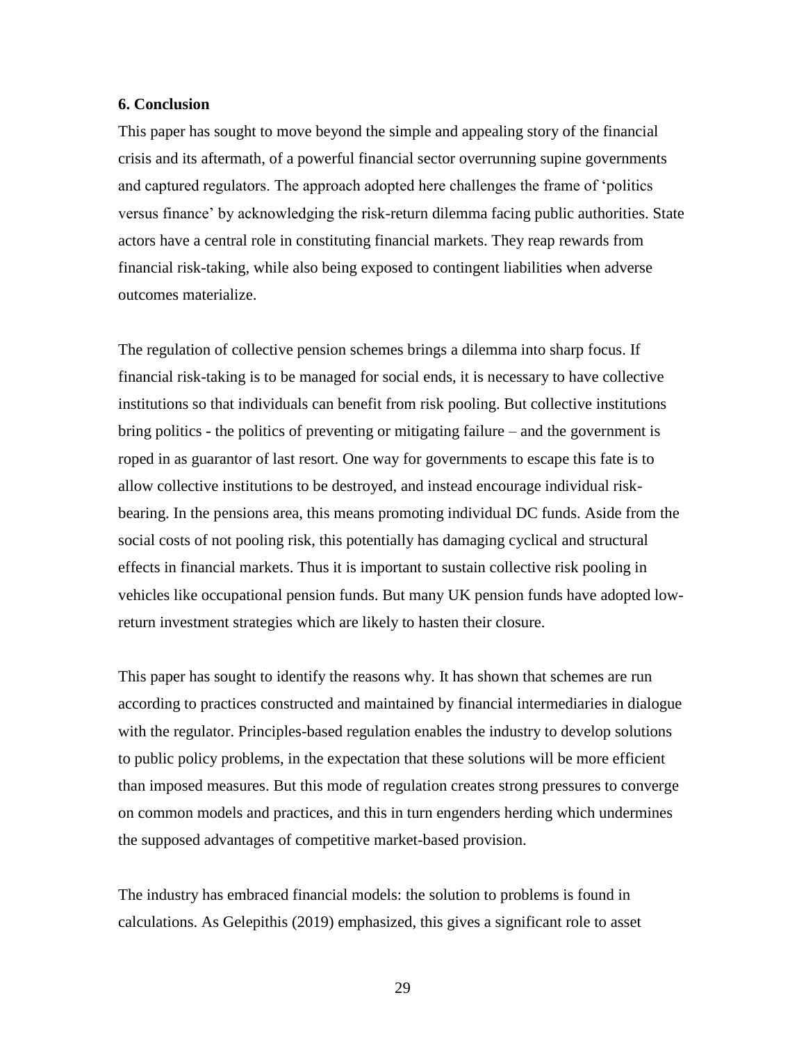## 6. Conclusion

This paper has sought to move beyond the simple and appealing story of the financial crisis and its aftermath, of a powerful financial sector overrunning supine governments and captured regulators. The approach adopted here challenges the frame of 'politics versus finance' by acknowledging the risk-return dilemma facing public authorities. State actors have a central role in constituting financial markets. They reap rewards from financial risk-taking, while also being exposed to contingent liabilities when adverse outcomes materialize.

The regulation of collective pension schemes brings a dilemma into sharp focus. If financial risk-taking is to be managed for social ends, it is necessary to have collective institutions so that individuals can benefit from risk pooling. But collective institutions bring politics - the politics of preventing or mitigating failure – and the government is roped in as guarantor of last resort. One way for governments to escape this fate is to allow collective institutions to be destroyed, and instead encourage individual risk-bearing. In the pensions area, this means promoting individual DC funds. Aside from the social costs of not pooling risk, this potentially has damaging cyclical and structural effects in financial markets. Thus it is important to sustain collective risk pooling in vehicles like occupational pension funds. But many UK pension funds have adopted low-return investment strategies which are likely to hasten their closure.

This paper has sought to identify the reasons why. It has shown that schemes are run according to practices constructed and maintained by financial intermediaries in dialogue with the regulator. Principles-based regulation enables the industry to develop solutions to public policy problems, in the expectation that these solutions will be more efficient than imposed measures. But this mode of regulation creates strong pressures to converge on common models and practices, and this in turn engenders herding which undermines the supposed advantages of competitive market-based provision.

The industry has embraced financial models: the solution to problems is found in calculations. As Gelepithis (2019) emphasized, this gives a significant role to asset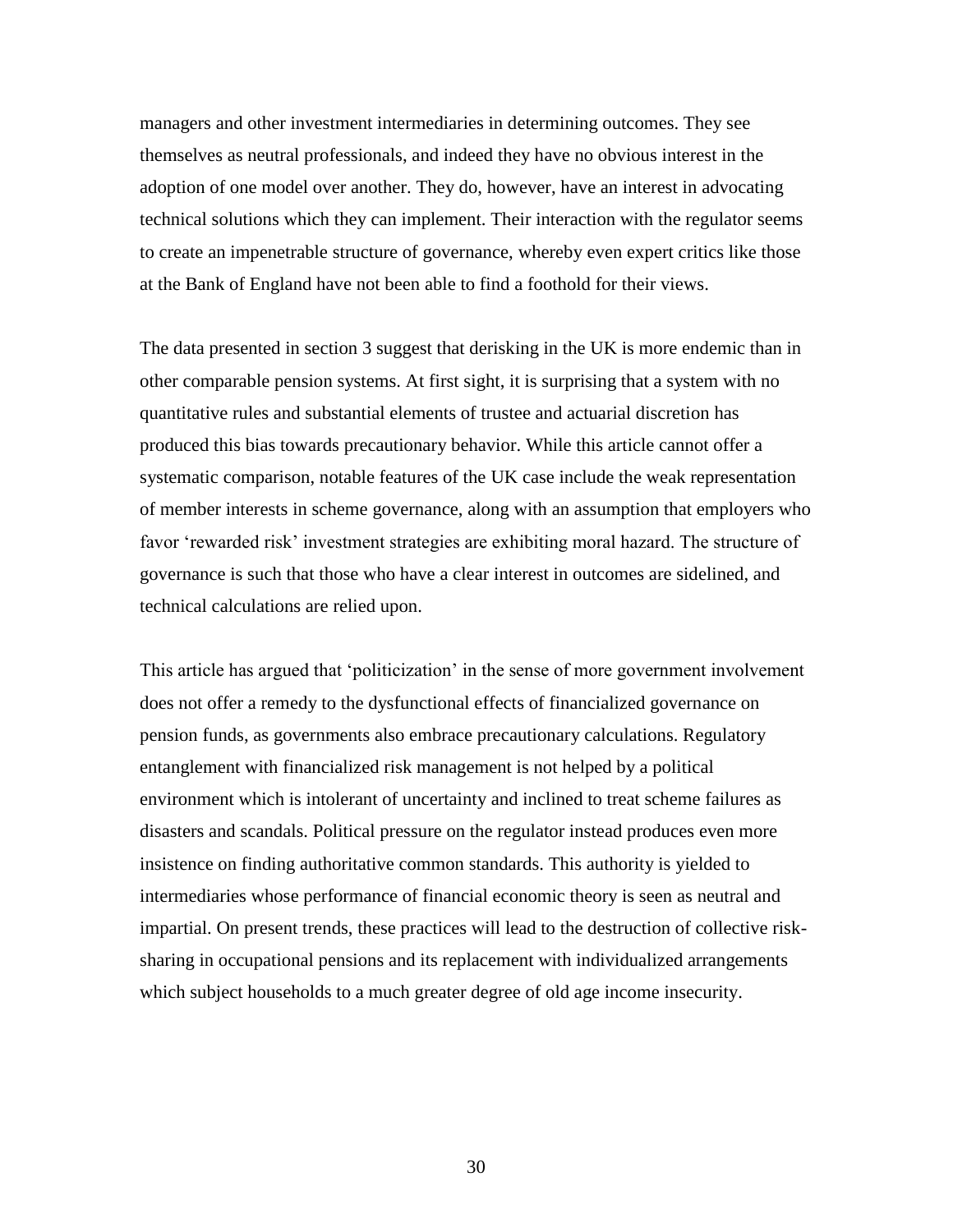managers and other investment intermediaries in determining outcomes. They see themselves as neutral professionals, and indeed they have no obvious interest in the adoption of one model over another. They do, however, have an interest in advocating technical solutions which they can implement. Their interaction with the regulator seems to create an impenetrable structure of governance, whereby even expert critics like those at the Bank of England have not been able to find a foothold for their views.

The data presented in section 3 suggest that derisking in the UK is more endemic than in other comparable pension systems. At first sight, it is surprising that a system with no quantitative rules and substantial elements of trustee and actuarial discretion has produced this bias towards precautionary behavior. While this article cannot offer a systematic comparison, notable features of the UK case include the weak representation of member interests in scheme governance, along with an assumption that employers who favor 'rewarded risk' investment strategies are exhibiting moral hazard. The structure of governance is such that those who have a clear interest in outcomes are sidelined, and technical calculations are relied upon.

This article has argued that 'politicization' in the sense of more government involvement does not offer a remedy to the dysfunctional effects of financialized governance on pension funds, as governments also embrace precautionary calculations. Regulatory entanglement with financialized risk management is not helped by a political environment which is intolerant of uncertainty and inclined to treat scheme failures as disasters and scandals. Political pressure on the regulator instead produces even more insistence on finding authoritative common standards. This authority is yielded to intermediaries whose performance of financial economic theory is seen as neutral and impartial. On present trends, these practices will lead to the destruction of collective risk-sharing in occupational pensions and its replacement with individualized arrangements which subject households to a much greater degree of old age income insecurity.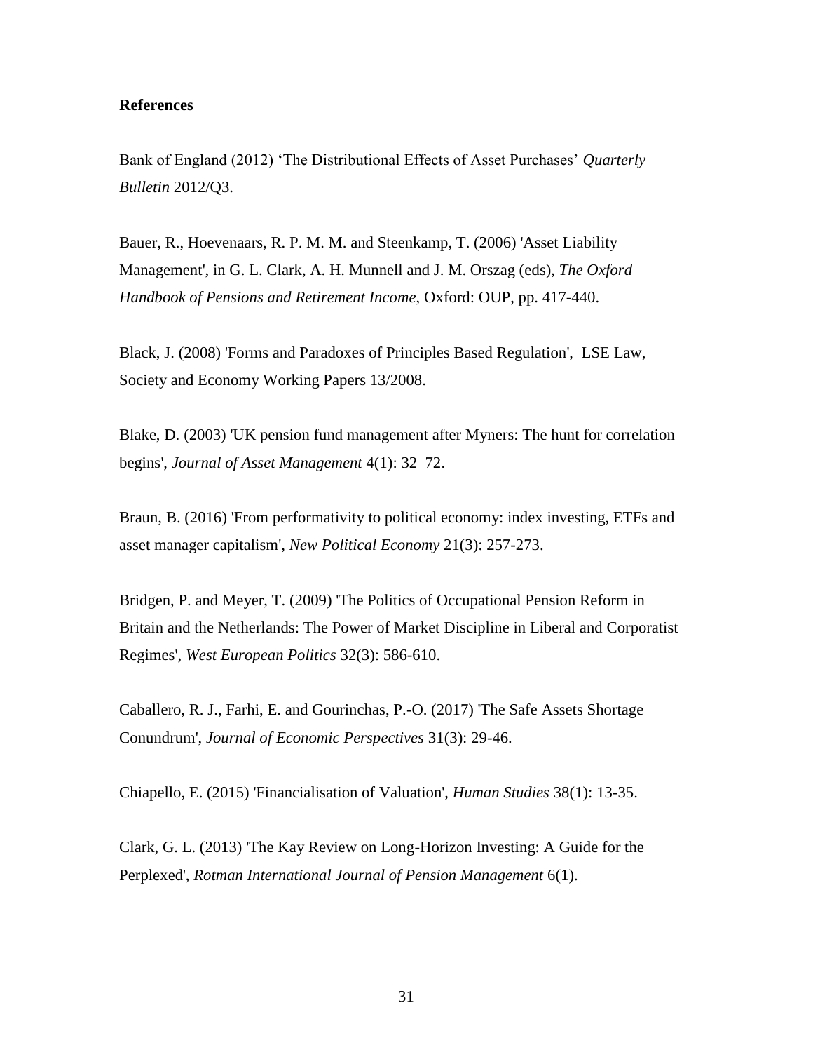**References**

Bank of England (2012) 'The Distributional Effects of Asset Purchases' *Quarterly Bulletin* 2012/Q3.

Bauer, R., Hoevenaars, R. P. M. M. and Steenkamp, T. (2006) 'Asset Liability Management', in G. L. Clark, A. H. Munnell and J. M. Orszag (eds), *The Oxford Handbook of Pensions and Retirement Income*, Oxford: OUP, pp. 417-440.

Black, J. (2008) 'Forms and Paradoxes of Principles Based Regulation', LSE Law, Society and Economy Working Papers 13/2008.

Blake, D. (2003) 'UK pension fund management after Myners: The hunt for correlation begins', *Journal of Asset Management* 4(1): 32–72.

Braun, B. (2016) 'From performativity to political economy: index investing, ETFs and asset manager capitalism', *New Political Economy* 21(3): 257-273.

Bridgen, P. and Meyer, T. (2009) 'The Politics of Occupational Pension Reform in Britain and the Netherlands: The Power of Market Discipline in Liberal and Corporatist Regimes', *West European Politics* 32(3): 586-610.

Caballero, R. J., Farhi, E. and Gourinchas, P.-O. (2017) 'The Safe Assets Shortage Conundrum', *Journal of Economic Perspectives* 31(3): 29-46.

Chiapello, E. (2015) 'Financialisation of Valuation', *Human Studies* 38(1): 13-35.

Clark, G. L. (2013) 'The Kay Review on Long-Horizon Investing: A Guide for the Perplexed', *Rotman International Journal of Pension Management* 6(1).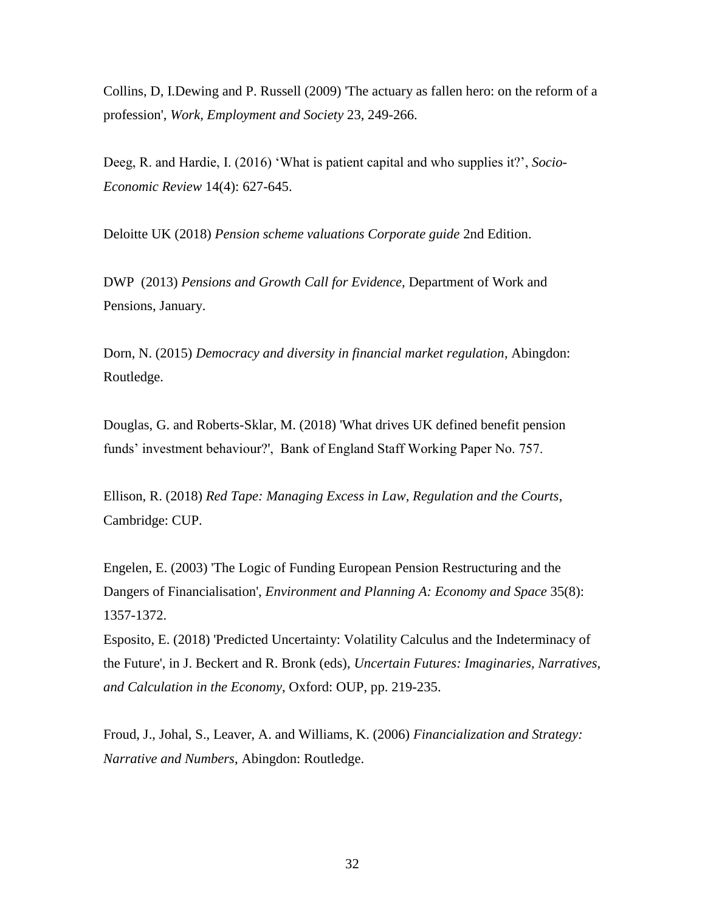Collins, D, I.Dewing and P. Russell (2009) 'The actuary as fallen hero: on the reform of a profession', *Work, Employment and Society* 23, 249-266.

Deeg, R. and Hardie, I. (2016) 'What is patient capital and who supplies it?', *Socio-Economic Review* 14(4): 627-645.

Deloitte UK (2018) *Pension scheme valuations Corporate guide* 2nd Edition.

DWP (2013) *Pensions and Growth Call for Evidence*, Department of Work and Pensions, January.

Dorn, N. (2015) *Democracy and diversity in financial market regulation*, Abingdon: Routledge.

Douglas, G. and Roberts-Sklar, M. (2018) 'What drives UK defined benefit pension funds' investment behaviour?', Bank of England Staff Working Paper No. 757.

Ellison, R. (2018) *Red Tape: Managing Excess in Law, Regulation and the Courts*, Cambridge: CUP.

Engelen, E. (2003) 'The Logic of Funding European Pension Restructuring and the Dangers of Financialisation', *Environment and Planning A: Economy and Space* 35(8): 1357-1372.

Esposito, E. (2018) 'Predicted Uncertainty: Volatility Calculus and the Indeterminacy of the Future', in J. Beckert and R. Bronk (eds), *Uncertain Futures: Imaginaries, Narratives, and Calculation in the Economy*, Oxford: OUP, pp. 219-235.

Froud, J., Johal, S., Leaver, A. and Williams, K. (2006) *Financialization and Strategy: Narrative and Numbers*, Abingdon: Routledge.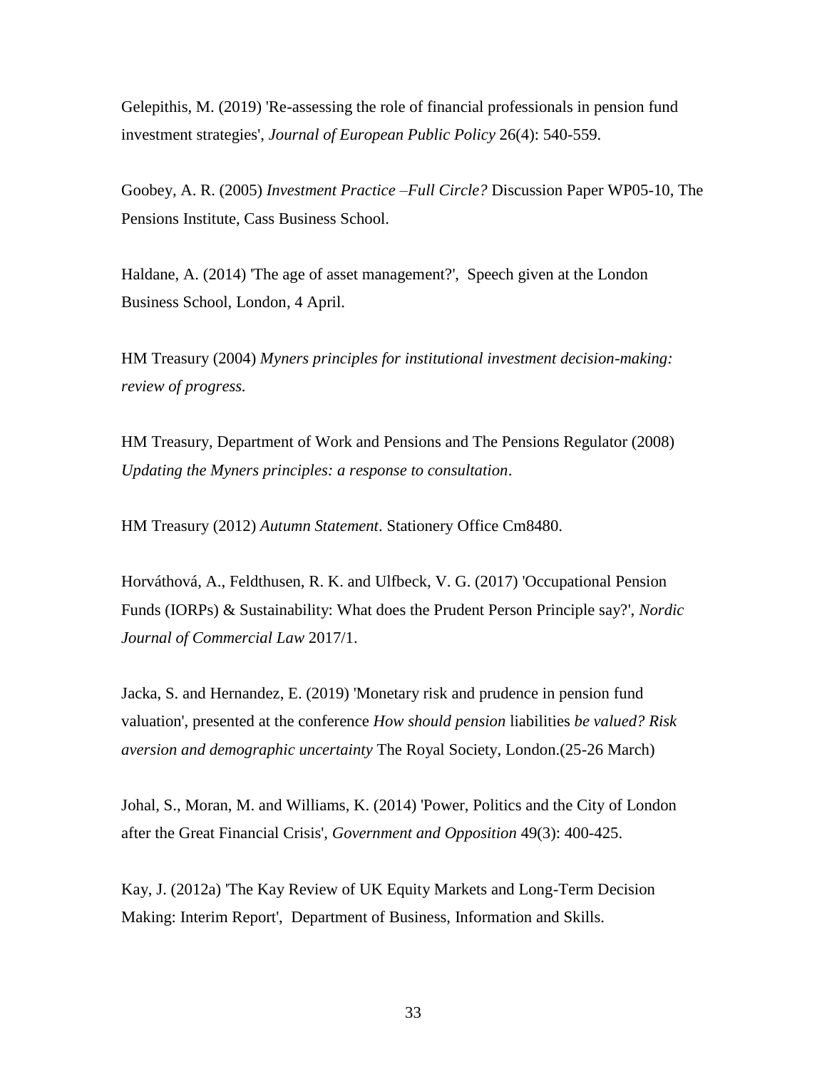Gelepithis, M. (2019) 'Re-assessing the role of financial professionals in pension fund investment strategies', *Journal of European Public Policy* 26(4): 540-559.

Goobey, A. R. (2005) *Investment Practice –Full Circle?* Discussion Paper WP05-10, The Pensions Institute, Cass Business School.

Haldane, A. (2014) 'The age of asset management?', Speech given at the London Business School, London, 4 April.

HM Treasury (2004) *Myners principles for institutional investment decision-making: review of progress.*

HM Treasury, Department of Work and Pensions and The Pensions Regulator (2008) *Updating the Myners principles: a response to consultation*.

HM Treasury (2012) *Autumn Statement*. Stationery Office Cm8480.

Horváthová, A., Feldthusen, R. K. and Ulfbeck, V. G. (2017) 'Occupational Pension Funds (IORPs) & Sustainability: What does the Prudent Person Principle say?', *Nordic Journal of Commercial Law* 2017/1.

Jacka, S. and Hernandez, E. (2019) 'Monetary risk and prudence in pension fund valuation', presented at the conference *How should pension* liabilities *be valued? Risk aversion and demographic uncertainty* The Royal Society, London.(25-26 March)

Johal, S., Moran, M. and Williams, K. (2014) 'Power, Politics and the City of London after the Great Financial Crisis', *Government and Opposition* 49(3): 400-425.

Kay, J. (2012a) 'The Kay Review of UK Equity Markets and Long-Term Decision Making: Interim Report', Department of Business, Information and Skills.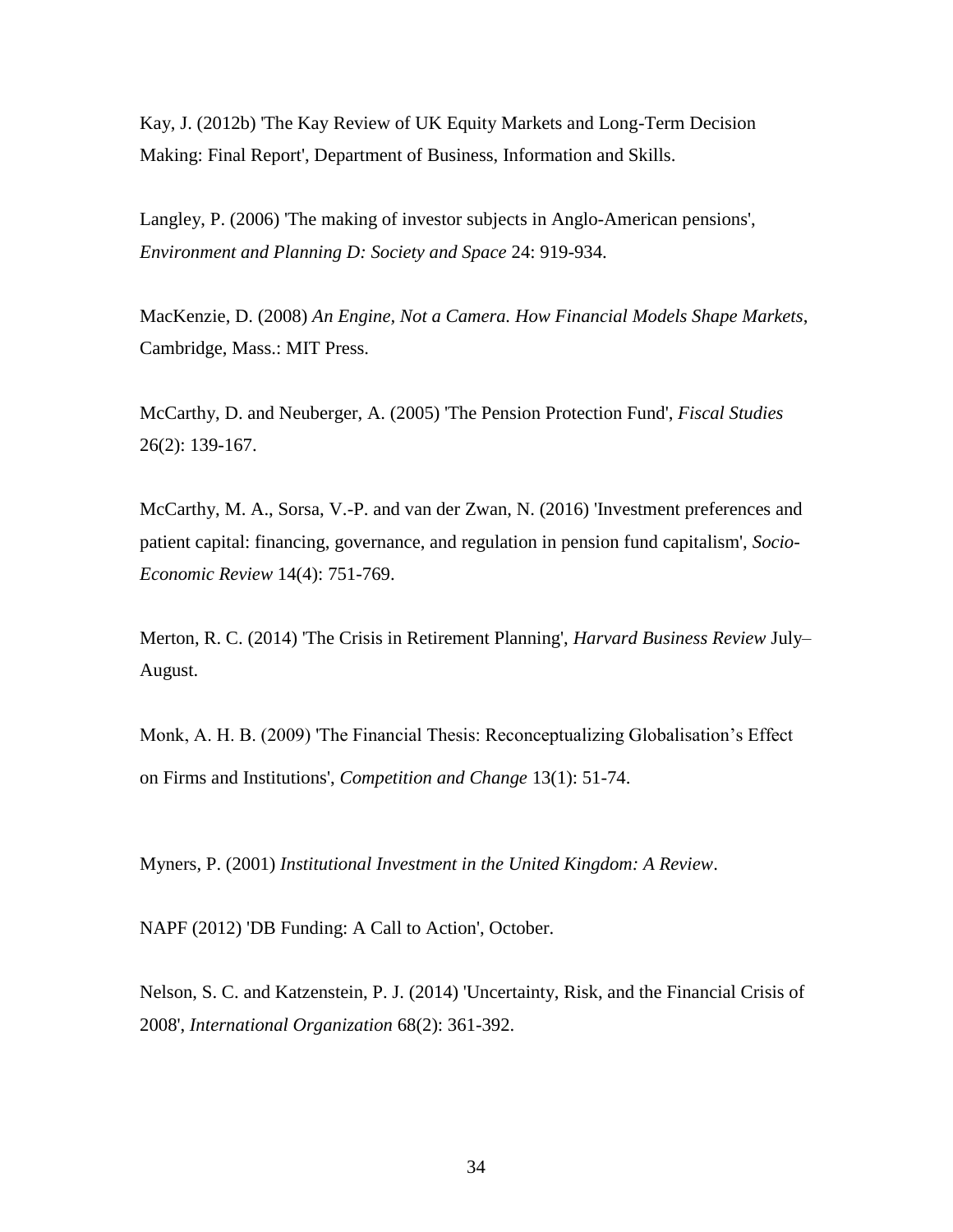Kay, J. (2012b) 'The Kay Review of UK Equity Markets and Long-Term Decision Making: Final Report', Department of Business, Information and Skills.

Langley, P. (2006) 'The making of investor subjects in Anglo-American pensions', *Environment and Planning D: Society and Space* 24: 919-934.

MacKenzie, D. (2008) *An Engine, Not a Camera. How Financial Models Shape Markets*, Cambridge, Mass.: MIT Press.

McCarthy, D. and Neuberger, A. (2005) 'The Pension Protection Fund', *Fiscal Studies* 26(2): 139-167.

McCarthy, M. A., Sorsa, V.-P. and van der Zwan, N. (2016) 'Investment preferences and patient capital: financing, governance, and regulation in pension fund capitalism', *Socio-Economic Review* 14(4): 751-769.

Merton, R. C. (2014) 'The Crisis in Retirement Planning', *Harvard Business Review* July–August.

Monk, A. H. B. (2009) 'The Financial Thesis: Reconceptualizing Globalisation's Effect on Firms and Institutions', *Competition and Change* 13(1): 51-74.

Myners, P. (2001) *Institutional Investment in the United Kingdom: A Review*.

NAPF (2012) 'DB Funding: A Call to Action', October.

Nelson, S. C. and Katzenstein, P. J. (2014) 'Uncertainty, Risk, and the Financial Crisis of 2008', *International Organization* 68(2): 361-392.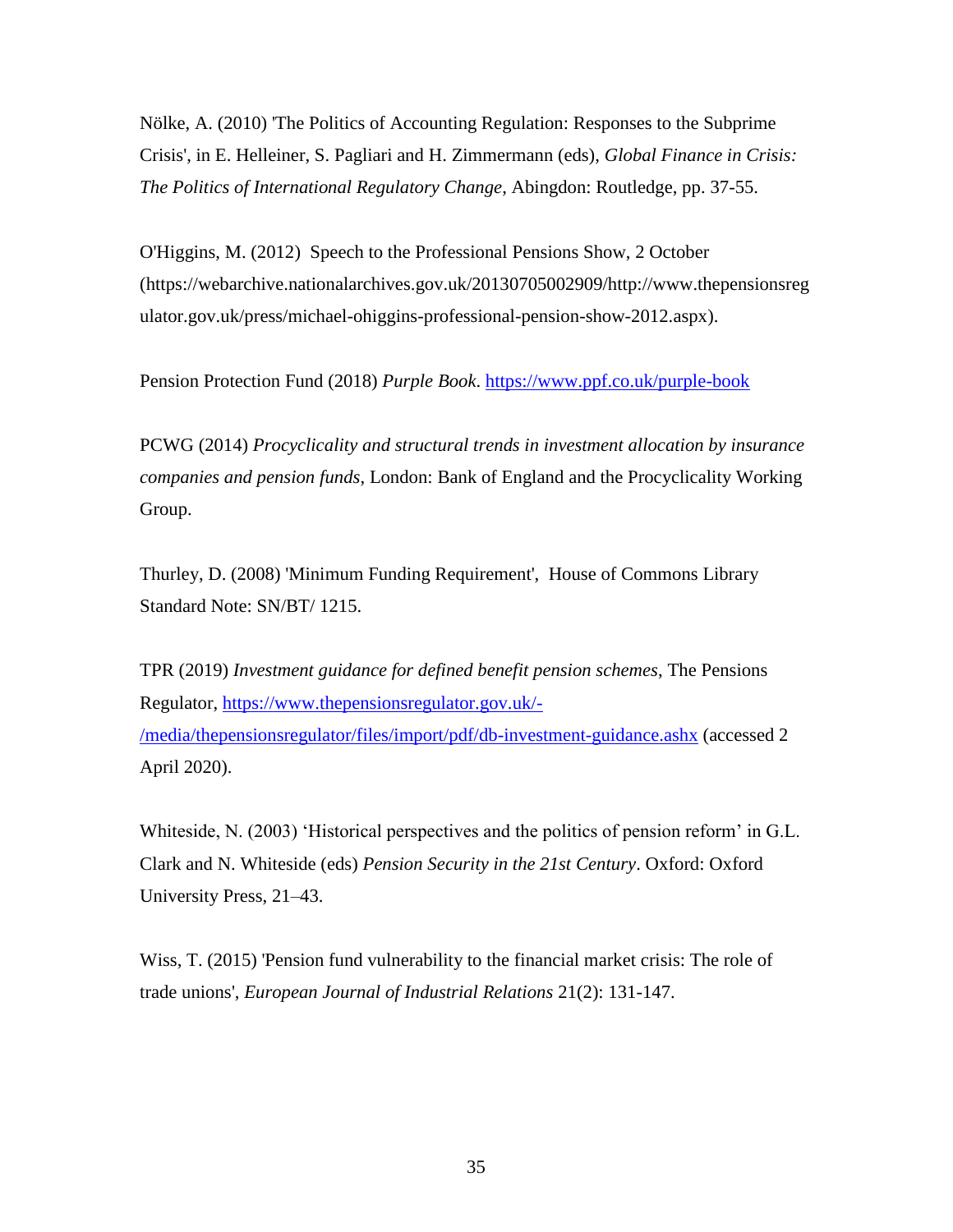Nölke, A. (2010) 'The Politics of Accounting Regulation: Responses to the Subprime Crisis', in E. Helleiner, S. Pagliari and H. Zimmermann (eds), *Global Finance in Crisis: The Politics of International Regulatory Change*, Abingdon: Routledge, pp. 37-55.

O'Higgins, M. (2012) Speech to the Professional Pensions Show, 2 October (https://webarchive.nationalarchives.gov.uk/20130705002909/http://www.thepensionsregulator.gov.uk/press/michael-ohiggins-professional-pension-show-2012.aspx).

Pension Protection Fund (2018) *Purple Book*. https://www.ppf.co.uk/purple-book

PCWG (2014) *Procyclicality and structural trends in investment allocation by insurance companies and pension funds*, London: Bank of England and the Procyclicality Working Group.

Thurley, D. (2008) 'Minimum Funding Requirement', House of Commons Library Standard Note: SN/BT/ 1215.

TPR (2019) *Investment guidance for defined benefit pension schemes*, The Pensions Regulator, https://www.thepensionsregulator.gov.uk/-/media/thepensionsregulator/files/import/pdf/db-investment-guidance.ashx (accessed 2 April 2020).

Whiteside, N. (2003) 'Historical perspectives and the politics of pension reform' in G.L. Clark and N. Whiteside (eds) *Pension Security in the 21st Century*. Oxford: Oxford University Press, 21–43.

Wiss, T. (2015) 'Pension fund vulnerability to the financial market crisis: The role of trade unions', *European Journal of Industrial Relations* 21(2): 131-147.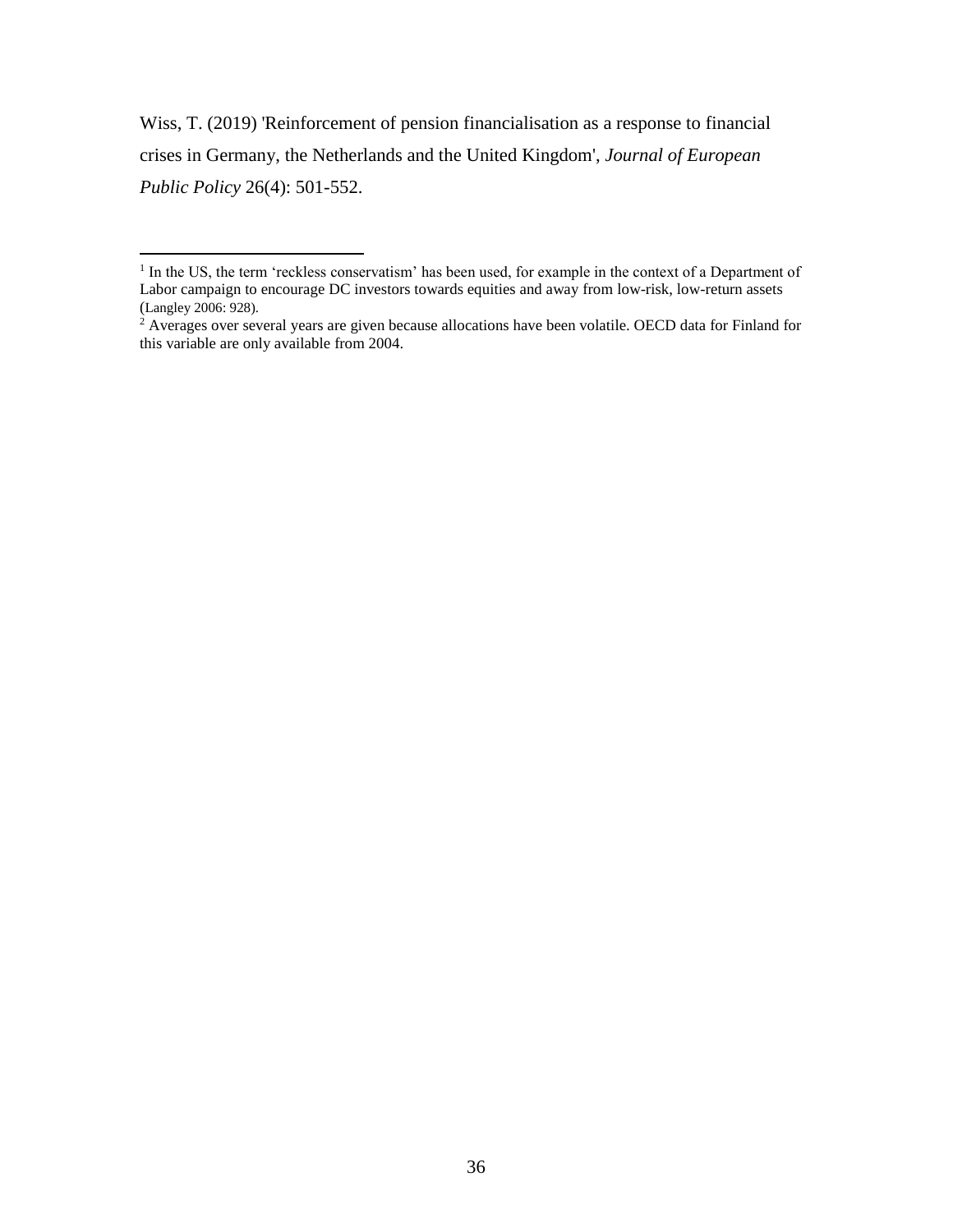Wiss, T. (2019) 'Reinforcement of pension financialisation as a response to financial crises in Germany, the Netherlands and the United Kingdom', *Journal of European Public Policy* 26(4): 501-552.

---

[1] In the US, the term 'reckless conservatism' has been used, for example in the context of a Department of Labor campaign to encourage DC investors towards equities and away from low-risk, low-return assets (Langley 2006: 928).

[2] Averages over several years are given because allocations have been volatile. OECD data for Finland for this variable are only available from 2004.